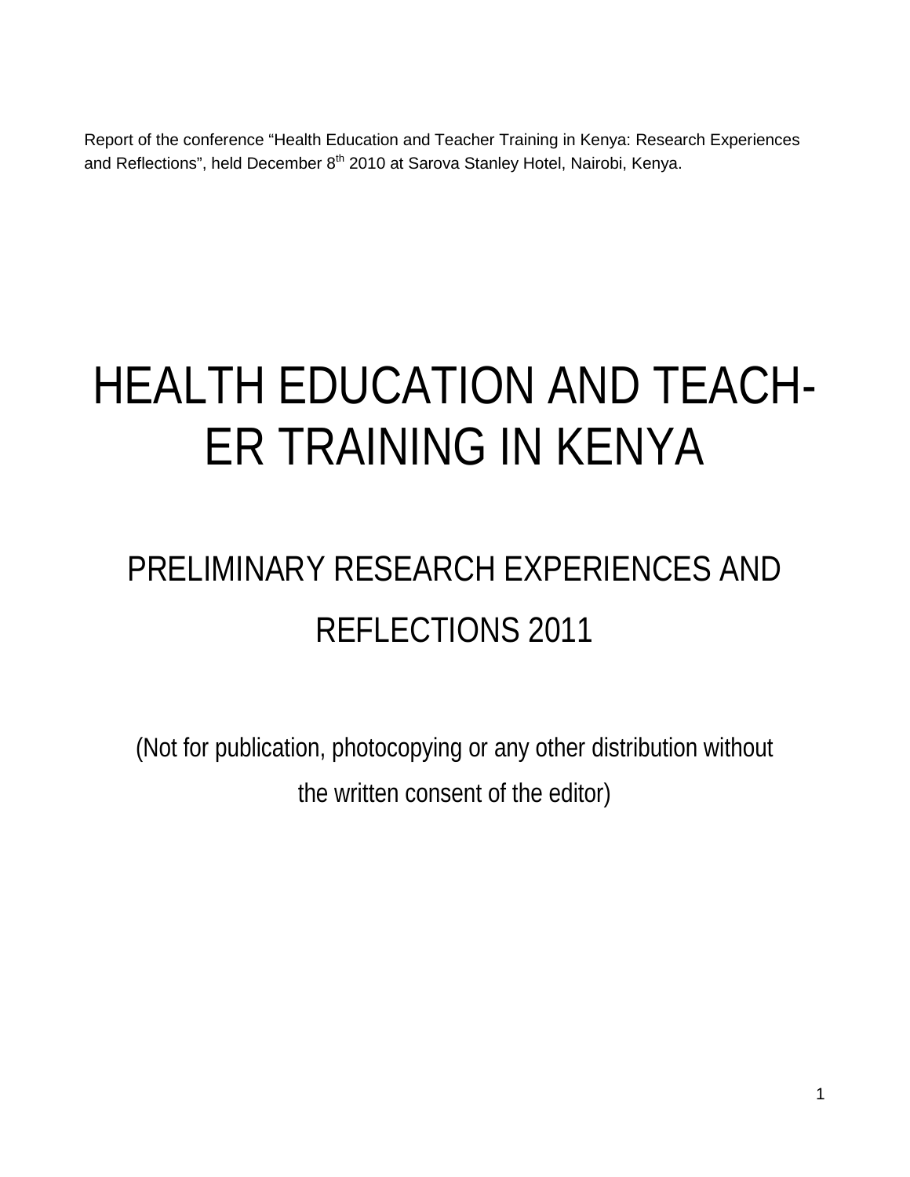Report of the conference "Health Education and Teacher Training in Kenya: Research Experiences and Reflections", held December 8th 2010 at Sarova Stanley Hotel, Nairobi, Kenya.

# HEALTH EDUCATION AND TEACH-ER TRAINING IN KENYA

## PRELIMINARY RESEARCH EXPERIENCES AND REFLECTIONS 2011

(Not for publication, photocopying or any other distribution without the written consent of the editor)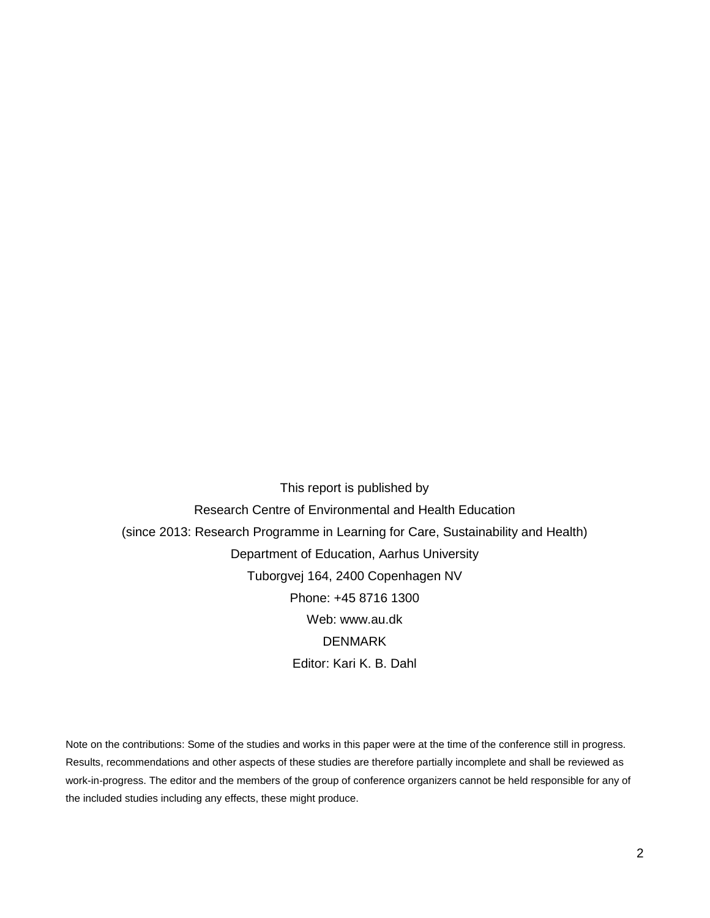This report is published by

Research Centre of Environmental and Health Education

(since 2013: Research Programme in Learning for Care, Sustainability and Health)

Department of Education, Aarhus University

Tuborgvej 164, 2400 Copenhagen NV

Phone: +45 8716 1300

Web: www.au.dk

DENMARK

Editor: Kari K. B. Dahl

Note on the contributions: Some of the studies and works in this paper were at the time of the conference still in progress. Results, recommendations and other aspects of these studies are therefore partially incomplete and shall be reviewed as work-in-progress. The editor and the members of the group of conference organizers cannot be held responsible for any of the included studies including any effects, these might produce.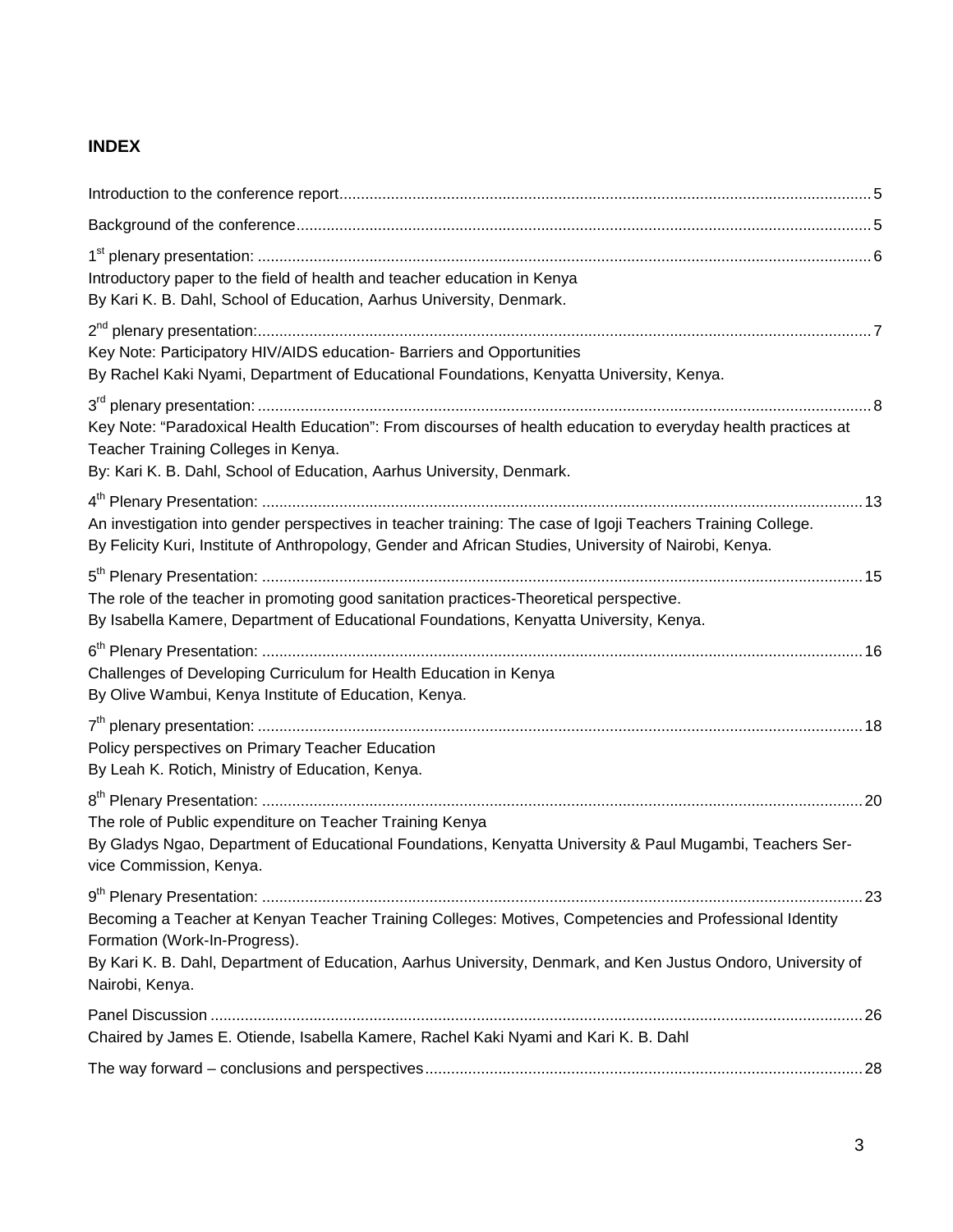## INDEX

Introduction to the conference report ........................................................................................................................ 5

Background of the conference ..................................................................................................................................... 5

1st plenary presentation: ............................................................................................................................................... 6
Introductory paper to the field of health and teacher education in Kenya
By Kari K. B. Dahl, School of Education, Aarhus University, Denmark.

2nd plenary presentation: ............................................................................................................................................... 7
Key Note: Participatory HIV/AIDS education- Barriers and Opportunities
By Rachel Kaki Nyami, Department of Educational Foundations, Kenyatta University, Kenya.

3rd plenary presentation: ............................................................................................................................................... 8
Key Note: "Paradoxical Health Education": From discourses of health education to everyday health practices at Teacher Training Colleges in Kenya.
By: Kari K. B. Dahl, School of Education, Aarhus University, Denmark.

4th Plenary Presentation: ............................................................................................................................................. 13
An investigation into gender perspectives in teacher training: The case of Igoji Teachers Training College.
By Felicity Kuri, Institute of Anthropology, Gender and African Studies, University of Nairobi, Kenya.

5th Plenary Presentation: ............................................................................................................................................. 15
The role of the teacher in promoting good sanitation practices-Theoretical perspective.
By Isabella Kamere, Department of Educational Foundations, Kenyatta University, Kenya.

6th Plenary Presentation: ............................................................................................................................................. 16
Challenges of Developing Curriculum for Health Education in Kenya
By Olive Wambui, Kenya Institute of Education, Kenya.

7th plenary presentation: ............................................................................................................................................. 18
Policy perspectives on Primary Teacher Education
By Leah K. Rotich, Ministry of Education, Kenya.

8th Plenary Presentation: ............................................................................................................................................. 20
The role of Public expenditure on Teacher Training Kenya
By Gladys Ngao, Department of Educational Foundations, Kenyatta University & Paul Mugambi, Teachers Service Commission, Kenya.

9th Plenary Presentation: ............................................................................................................................................. 23
Becoming a Teacher at Kenyan Teacher Training Colleges: Motives, Competencies and Professional Identity Formation (Work-In-Progress).
By Kari K. B. Dahl, Department of Education, Aarhus University, Denmark, and Ken Justus Ondoro, University of Nairobi, Kenya.

Panel Discussion ........................................................................................................................................................ 26
Chaired by James E. Otiende, Isabella Kamere, Rachel Kaki Nyami and Kari K. B. Dahl

The way forward – conclusions and perspectives ..................................................................................................... 28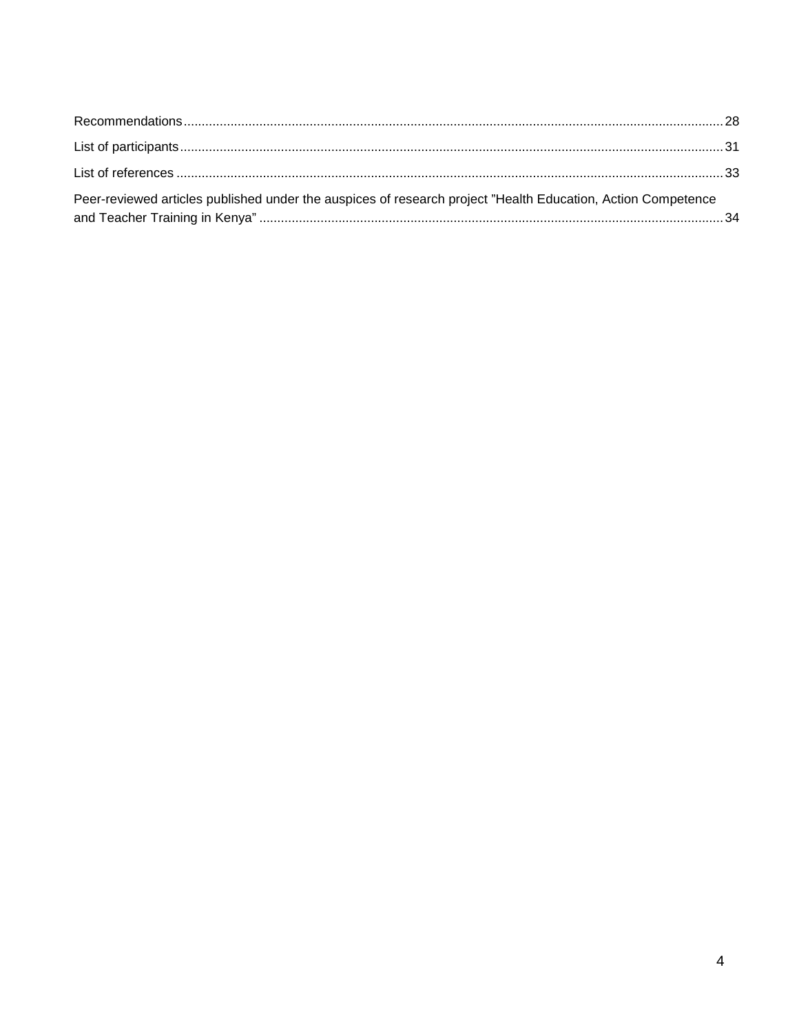Recommendations ........................................................................................................................................ 28

List of participants ........................................................................................................................................ 31

List of references ........................................................................................................................................ 33

Peer-reviewed articles published under the auspices of research project "Health Education, Action Competence and Teacher Training in Kenya" ........................................................................................................................................ 34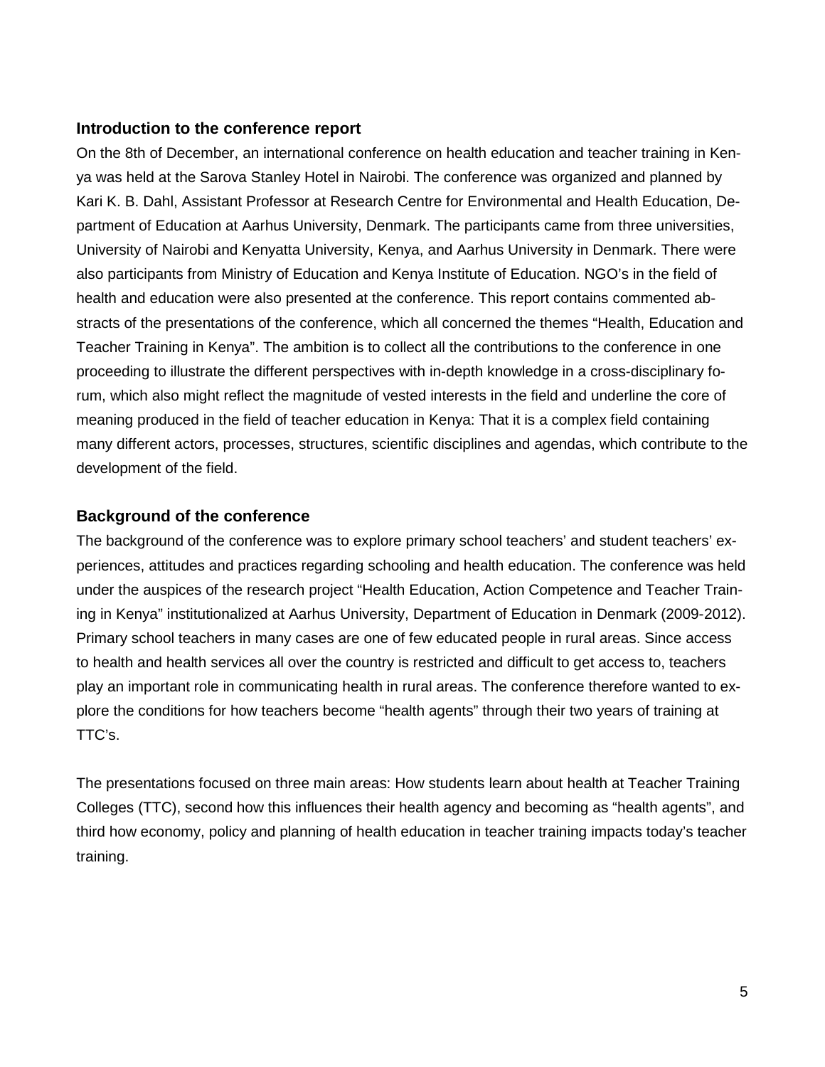## Introduction to the conference report

On the 8th of December, an international conference on health education and teacher training in Kenya was held at the Sarova Stanley Hotel in Nairobi. The conference was organized and planned by Kari K. B. Dahl, Assistant Professor at Research Centre for Environmental and Health Education, Department of Education at Aarhus University, Denmark. The participants came from three universities, University of Nairobi and Kenyatta University, Kenya, and Aarhus University in Denmark. There were also participants from Ministry of Education and Kenya Institute of Education. NGO's in the field of health and education were also presented at the conference. This report contains commented abstracts of the presentations of the conference, which all concerned the themes "Health, Education and Teacher Training in Kenya". The ambition is to collect all the contributions to the conference in one proceeding to illustrate the different perspectives with in-depth knowledge in a cross-disciplinary forum, which also might reflect the magnitude of vested interests in the field and underline the core of meaning produced in the field of teacher education in Kenya: That it is a complex field containing many different actors, processes, structures, scientific disciplines and agendas, which contribute to the development of the field.

## Background of the conference

The background of the conference was to explore primary school teachers' and student teachers' experiences, attitudes and practices regarding schooling and health education. The conference was held under the auspices of the research project "Health Education, Action Competence and Teacher Training in Kenya" institutionalized at Aarhus University, Department of Education in Denmark (2009-2012). Primary school teachers in many cases are one of few educated people in rural areas. Since access to health and health services all over the country is restricted and difficult to get access to, teachers play an important role in communicating health in rural areas. The conference therefore wanted to explore the conditions for how teachers become "health agents" through their two years of training at TTC's.

The presentations focused on three main areas: How students learn about health at Teacher Training Colleges (TTC), second how this influences their health agency and becoming as "health agents", and third how economy, policy and planning of health education in teacher training impacts today's teacher training.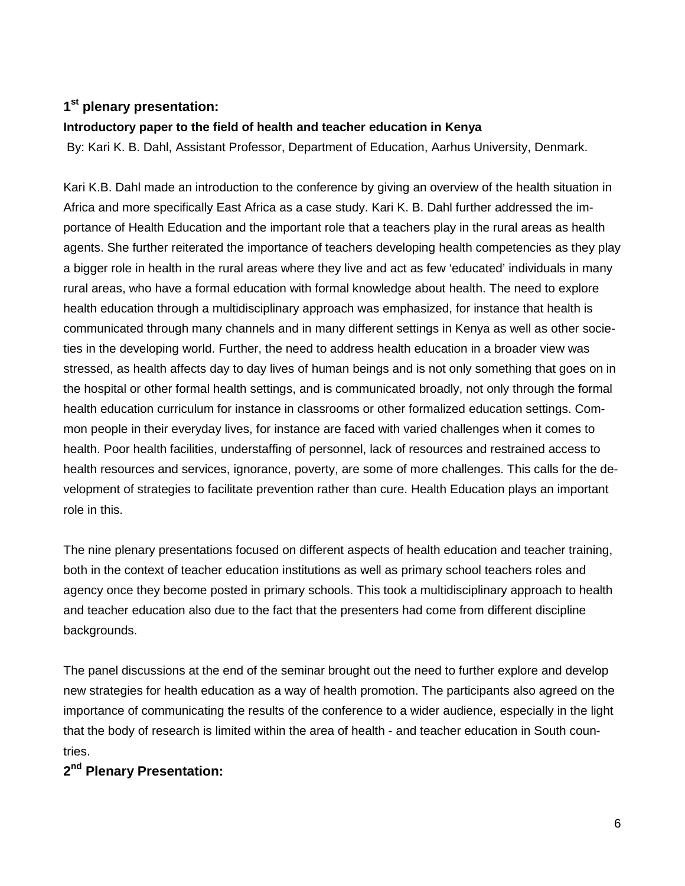### 1st plenary presentation:

**Introductory paper to the field of health and teacher education in Kenya**

By: Kari K. B. Dahl, Assistant Professor, Department of Education, Aarhus University, Denmark.

Kari K.B. Dahl made an introduction to the conference by giving an overview of the health situation in Africa and more specifically East Africa as a case study. Kari K. B. Dahl further addressed the importance of Health Education and the important role that a teachers play in the rural areas as health agents. She further reiterated the importance of teachers developing health competencies as they play a bigger role in health in the rural areas where they live and act as few 'educated' individuals in many rural areas, who have a formal education with formal knowledge about health. The need to explore health education through a multidisciplinary approach was emphasized, for instance that health is communicated through many channels and in many different settings in Kenya as well as other societies in the developing world. Further, the need to address health education in a broader view was stressed, as health affects day to day lives of human beings and is not only something that goes on in the hospital or other formal health settings, and is communicated broadly, not only through the formal health education curriculum for instance in classrooms or other formalized education settings. Common people in their everyday lives, for instance are faced with varied challenges when it comes to health. Poor health facilities, understaffing of personnel, lack of resources and restrained access to health resources and services, ignorance, poverty, are some of more challenges. This calls for the development of strategies to facilitate prevention rather than cure. Health Education plays an important role in this.

The nine plenary presentations focused on different aspects of health education and teacher training, both in the context of teacher education institutions as well as primary school teachers roles and agency once they become posted in primary schools. This took a multidisciplinary approach to health and teacher education also due to the fact that the presenters had come from different discipline backgrounds.

The panel discussions at the end of the seminar brought out the need to further explore and develop new strategies for health education as a way of health promotion. The participants also agreed on the importance of communicating the results of the conference to a wider audience, especially in the light that the body of research is limited within the area of health - and teacher education in South countries.

### 2nd Plenary Presentation: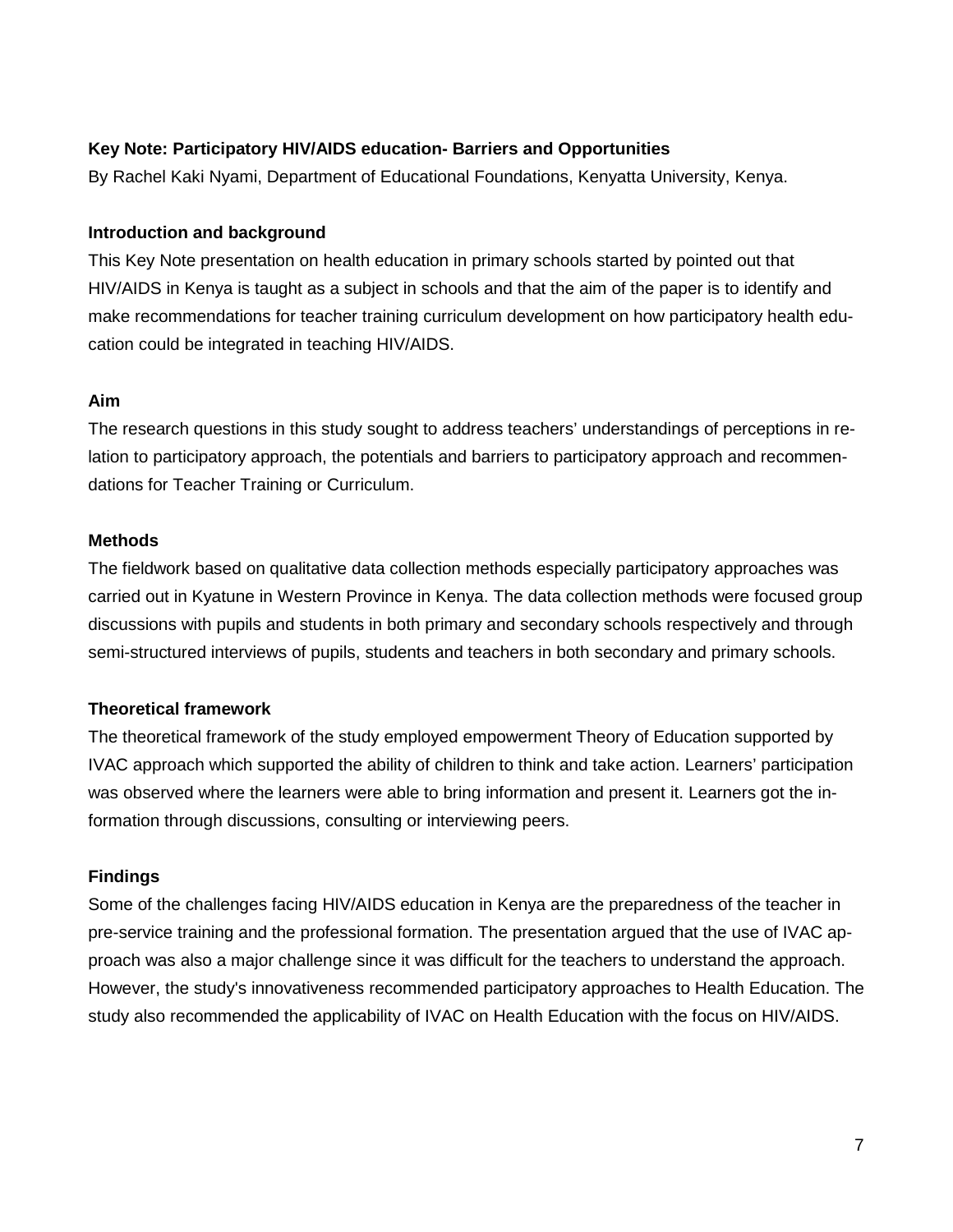### Key Note: Participatory HIV/AIDS education- Barriers and Opportunities

By Rachel Kaki Nyami, Department of Educational Foundations, Kenyatta University, Kenya.

#### Introduction and background

This Key Note presentation on health education in primary schools started by pointed out that HIV/AIDS in Kenya is taught as a subject in schools and that the aim of the paper is to identify and make recommendations for teacher training curriculum development on how participatory health education could be integrated in teaching HIV/AIDS.

#### Aim

The research questions in this study sought to address teachers' understandings of perceptions in relation to participatory approach, the potentials and barriers to participatory approach and recommendations for Teacher Training or Curriculum.

#### Methods

The fieldwork based on qualitative data collection methods especially participatory approaches was carried out in Kyatune in Western Province in Kenya. The data collection methods were focused group discussions with pupils and students in both primary and secondary schools respectively and through semi-structured interviews of pupils, students and teachers in both secondary and primary schools.

#### Theoretical framework

The theoretical framework of the study employed empowerment Theory of Education supported by IVAC approach which supported the ability of children to think and take action. Learners' participation was observed where the learners were able to bring information and present it. Learners got the information through discussions, consulting or interviewing peers.

#### Findings

Some of the challenges facing HIV/AIDS education in Kenya are the preparedness of the teacher in pre-service training and the professional formation. The presentation argued that the use of IVAC approach was also a major challenge since it was difficult for the teachers to understand the approach. However, the study's innovativeness recommended participatory approaches to Health Education. The study also recommended the applicability of IVAC on Health Education with the focus on HIV/AIDS.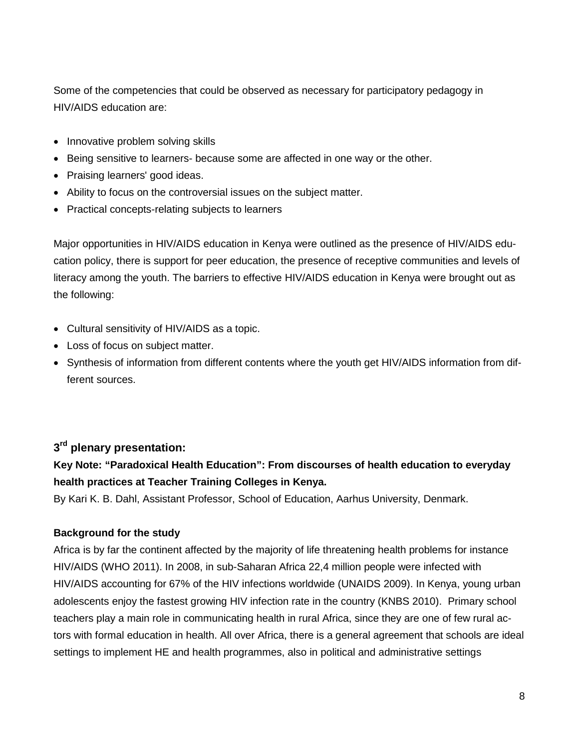Some of the competencies that could be observed as necessary for participatory pedagogy in HIV/AIDS education are:

- Innovative problem solving skills
- Being sensitive to learners- because some are affected in one way or the other.
- Praising learners' good ideas.
- Ability to focus on the controversial issues on the subject matter.
- Practical concepts-relating subjects to learners

Major opportunities in HIV/AIDS education in Kenya were outlined as the presence of HIV/AIDS education policy, there is support for peer education, the presence of receptive communities and levels of literacy among the youth. The barriers to effective HIV/AIDS education in Kenya were brought out as the following:

- Cultural sensitivity of HIV/AIDS as a topic.
- Loss of focus on subject matter.
- Synthesis of information from different contents where the youth get HIV/AIDS information from different sources.

## 3rd plenary presentation:

**Key Note: "Paradoxical Health Education": From discourses of health education to everyday health practices at Teacher Training Colleges in Kenya.**

By Kari K. B. Dahl, Assistant Professor, School of Education, Aarhus University, Denmark.

**Background for the study**

Africa is by far the continent affected by the majority of life threatening health problems for instance HIV/AIDS (WHO 2011). In 2008, in sub-Saharan Africa 22,4 million people were infected with HIV/AIDS accounting for 67% of the HIV infections worldwide (UNAIDS 2009). In Kenya, young urban adolescents enjoy the fastest growing HIV infection rate in the country (KNBS 2010). Primary school teachers play a main role in communicating health in rural Africa, since they are one of few rural actors with formal education in health. All over Africa, there is a general agreement that schools are ideal settings to implement HE and health programmes, also in political and administrative settings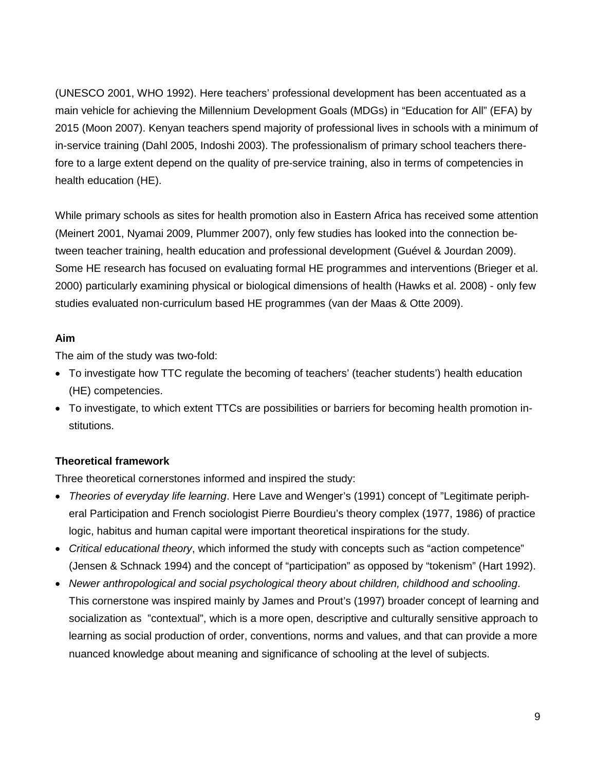(UNESCO 2001, WHO 1992). Here teachers' professional development has been accentuated as a main vehicle for achieving the Millennium Development Goals (MDGs) in "Education for All" (EFA) by 2015 (Moon 2007). Kenyan teachers spend majority of professional lives in schools with a minimum of in-service training (Dahl 2005, Indoshi 2003). The professionalism of primary school teachers therefore to a large extent depend on the quality of pre-service training, also in terms of competencies in health education (HE).

While primary schools as sites for health promotion also in Eastern Africa has received some attention (Meinert 2001, Nyamai 2009, Plummer 2007), only few studies has looked into the connection between teacher training, health education and professional development (Guével & Jourdan 2009). Some HE research has focused on evaluating formal HE programmes and interventions (Brieger et al. 2000) particularly examining physical or biological dimensions of health (Hawks et al. 2008) - only few studies evaluated non-curriculum based HE programmes (van der Maas & Otte 2009).

**Aim**

The aim of the study was two-fold:

- To investigate how TTC regulate the becoming of teachers' (teacher students') health education (HE) competencies.
- To investigate, to which extent TTCs are possibilities or barriers for becoming health promotion institutions.

**Theoretical framework**

Three theoretical cornerstones informed and inspired the study:

- *Theories of everyday life learning*. Here Lave and Wenger's (1991) concept of "Legitimate peripheral Participation and French sociologist Pierre Bourdieu's theory complex (1977, 1986) of practice logic, habitus and human capital were important theoretical inspirations for the study.
- *Critical educational theory*, which informed the study with concepts such as "action competence" (Jensen & Schnack 1994) and the concept of "participation" as opposed by "tokenism" (Hart 1992).
- *Newer anthropological and social psychological theory about children, childhood and schooling*. This cornerstone was inspired mainly by James and Prout's (1997) broader concept of learning and socialization as "contextual", which is a more open, descriptive and culturally sensitive approach to learning as social production of order, conventions, norms and values, and that can provide a more nuanced knowledge about meaning and significance of schooling at the level of subjects.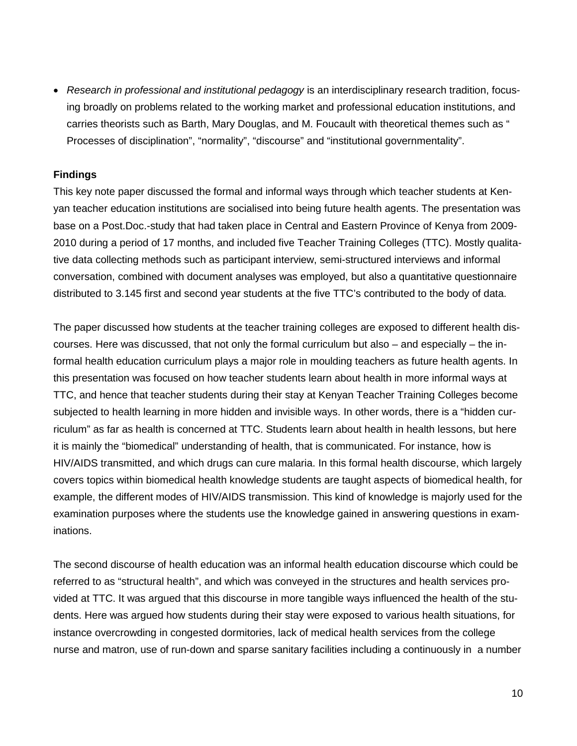- *Research in professional and institutional pedagogy* is an interdisciplinary research tradition, focusing broadly on problems related to the working market and professional education institutions, and carries theorists such as Barth, Mary Douglas, and M. Foucault with theoretical themes such as " Processes of disciplination", "normality", "discourse" and "institutional governmentality".

**Findings**

This key note paper discussed the formal and informal ways through which teacher students at Kenyan teacher education institutions are socialised into being future health agents. The presentation was base on a Post.Doc.-study that had taken place in Central and Eastern Province of Kenya from 2009-2010 during a period of 17 months, and included five Teacher Training Colleges (TTC). Mostly qualitative data collecting methods such as participant interview, semi-structured interviews and informal conversation, combined with document analyses was employed, but also a quantitative questionnaire distributed to 3.145 first and second year students at the five TTC's contributed to the body of data.

The paper discussed how students at the teacher training colleges are exposed to different health discourses. Here was discussed, that not only the formal curriculum but also – and especially – the informal health education curriculum plays a major role in moulding teachers as future health agents. In this presentation was focused on how teacher students learn about health in more informal ways at TTC, and hence that teacher students during their stay at Kenyan Teacher Training Colleges become subjected to health learning in more hidden and invisible ways. In other words, there is a "hidden curriculum" as far as health is concerned at TTC. Students learn about health in health lessons, but here it is mainly the "biomedical" understanding of health, that is communicated. For instance, how is HIV/AIDS transmitted, and which drugs can cure malaria. In this formal health discourse, which largely covers topics within biomedical health knowledge students are taught aspects of biomedical health, for example, the different modes of HIV/AIDS transmission. This kind of knowledge is majorly used for the examination purposes where the students use the knowledge gained in answering questions in examinations.

The second discourse of health education was an informal health education discourse which could be referred to as "structural health", and which was conveyed in the structures and health services provided at TTC. It was argued that this discourse in more tangible ways influenced the health of the students. Here was argued how students during their stay were exposed to various health situations, for instance overcrowding in congested dormitories, lack of medical health services from the college nurse and matron, use of run-down and sparse sanitary facilities including a continuously in a number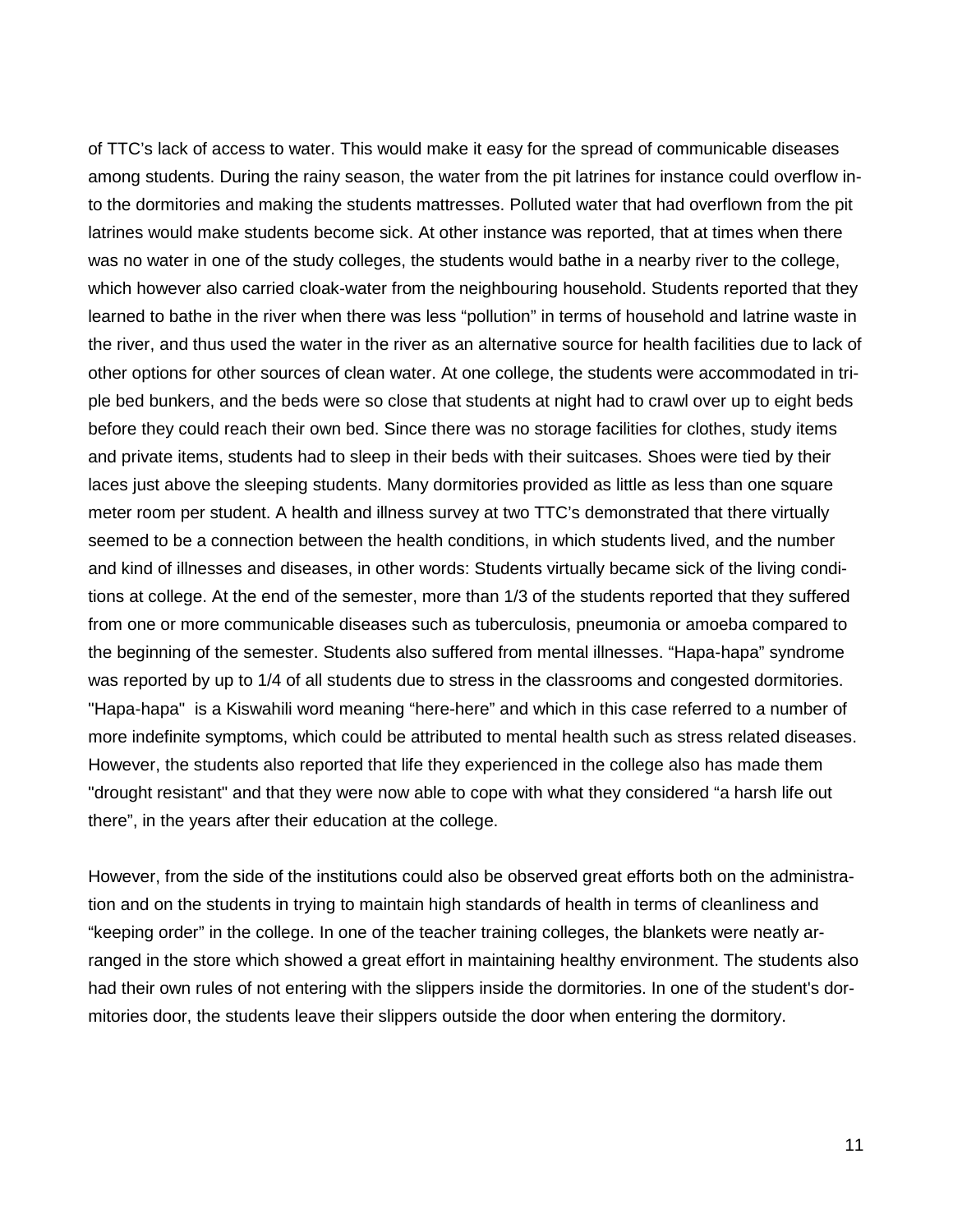of TTC's lack of access to water. This would make it easy for the spread of communicable diseases among students. During the rainy season, the water from the pit latrines for instance could overflow into the dormitories and making the students mattresses. Polluted water that had overflown from the pit latrines would make students become sick. At other instance was reported, that at times when there was no water in one of the study colleges, the students would bathe in a nearby river to the college, which however also carried cloak-water from the neighbouring household. Students reported that they learned to bathe in the river when there was less "pollution" in terms of household and latrine waste in the river, and thus used the water in the river as an alternative source for health facilities due to lack of other options for other sources of clean water. At one college, the students were accommodated in triple bed bunkers, and the beds were so close that students at night had to crawl over up to eight beds before they could reach their own bed. Since there was no storage facilities for clothes, study items and private items, students had to sleep in their beds with their suitcases. Shoes were tied by their laces just above the sleeping students. Many dormitories provided as little as less than one square meter room per student. A health and illness survey at two TTC's demonstrated that there virtually seemed to be a connection between the health conditions, in which students lived, and the number and kind of illnesses and diseases, in other words: Students virtually became sick of the living conditions at college. At the end of the semester, more than 1/3 of the students reported that they suffered from one or more communicable diseases such as tuberculosis, pneumonia or amoeba compared to the beginning of the semester. Students also suffered from mental illnesses. "Hapa-hapa" syndrome was reported by up to 1/4 of all students due to stress in the classrooms and congested dormitories. "Hapa-hapa" is a Kiswahili word meaning "here-here" and which in this case referred to a number of more indefinite symptoms, which could be attributed to mental health such as stress related diseases. However, the students also reported that life they experienced in the college also has made them "drought resistant" and that they were now able to cope with what they considered "a harsh life out there", in the years after their education at the college.

However, from the side of the institutions could also be observed great efforts both on the administration and on the students in trying to maintain high standards of health in terms of cleanliness and "keeping order" in the college. In one of the teacher training colleges, the blankets were neatly arranged in the store which showed a great effort in maintaining healthy environment. The students also had their own rules of not entering with the slippers inside the dormitories. In one of the student's dormitories door, the students leave their slippers outside the door when entering the dormitory.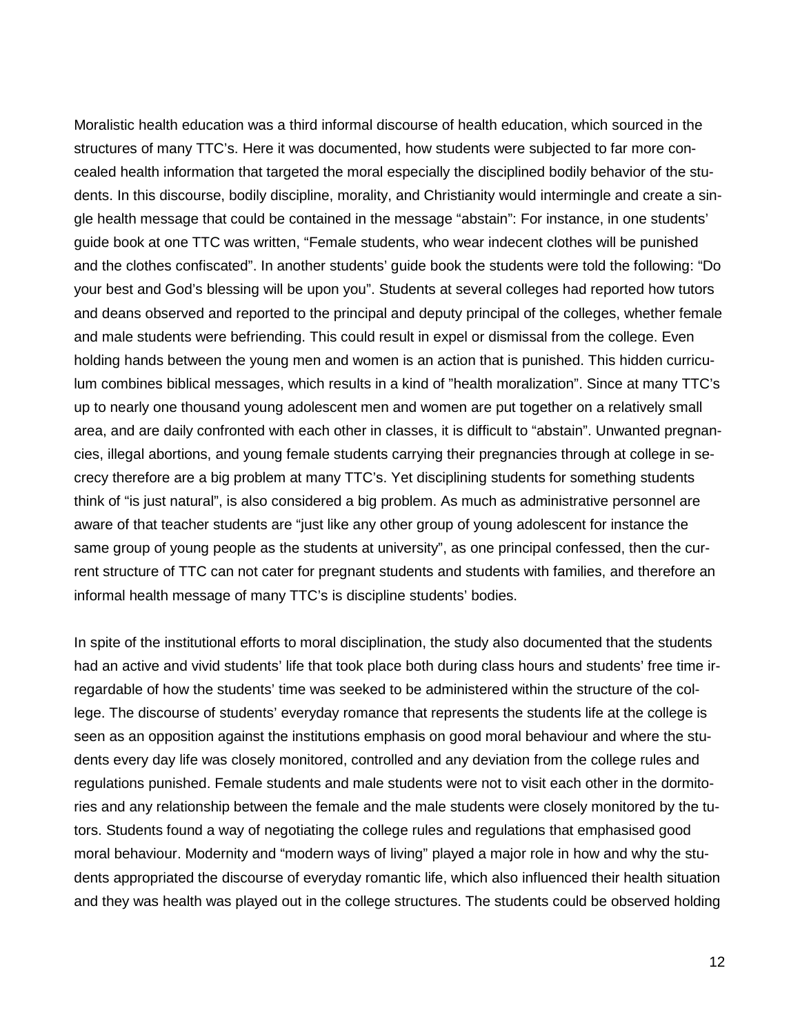Moralistic health education was a third informal discourse of health education, which sourced in the structures of many TTC's. Here it was documented, how students were subjected to far more concealed health information that targeted the moral especially the disciplined bodily behavior of the students. In this discourse, bodily discipline, morality, and Christianity would intermingle and create a single health message that could be contained in the message "abstain": For instance, in one students' guide book at one TTC was written, "Female students, who wear indecent clothes will be punished and the clothes confiscated". In another students' guide book the students were told the following: "Do your best and God's blessing will be upon you". Students at several colleges had reported how tutors and deans observed and reported to the principal and deputy principal of the colleges, whether female and male students were befriending. This could result in expel or dismissal from the college. Even holding hands between the young men and women is an action that is punished. This hidden curriculum combines biblical messages, which results in a kind of "health moralization". Since at many TTC's up to nearly one thousand young adolescent men and women are put together on a relatively small area, and are daily confronted with each other in classes, it is difficult to "abstain". Unwanted pregnancies, illegal abortions, and young female students carrying their pregnancies through at college in secrecy therefore are a big problem at many TTC's. Yet disciplining students for something students think of "is just natural", is also considered a big problem. As much as administrative personnel are aware of that teacher students are "just like any other group of young adolescent for instance the same group of young people as the students at university", as one principal confessed, then the current structure of TTC can not cater for pregnant students and students with families, and therefore an informal health message of many TTC's is discipline students' bodies.

In spite of the institutional efforts to moral disciplination, the study also documented that the students had an active and vivid students' life that took place both during class hours and students' free time irregardable of how the students' time was seeked to be administered within the structure of the college. The discourse of students' everyday romance that represents the students life at the college is seen as an opposition against the institutions emphasis on good moral behaviour and where the students every day life was closely monitored, controlled and any deviation from the college rules and regulations punished. Female students and male students were not to visit each other in the dormitories and any relationship between the female and the male students were closely monitored by the tutors. Students found a way of negotiating the college rules and regulations that emphasised good moral behaviour. Modernity and "modern ways of living" played a major role in how and why the students appropriated the discourse of everyday romantic life, which also influenced their health situation and they was health was played out in the college structures. The students could be observed holding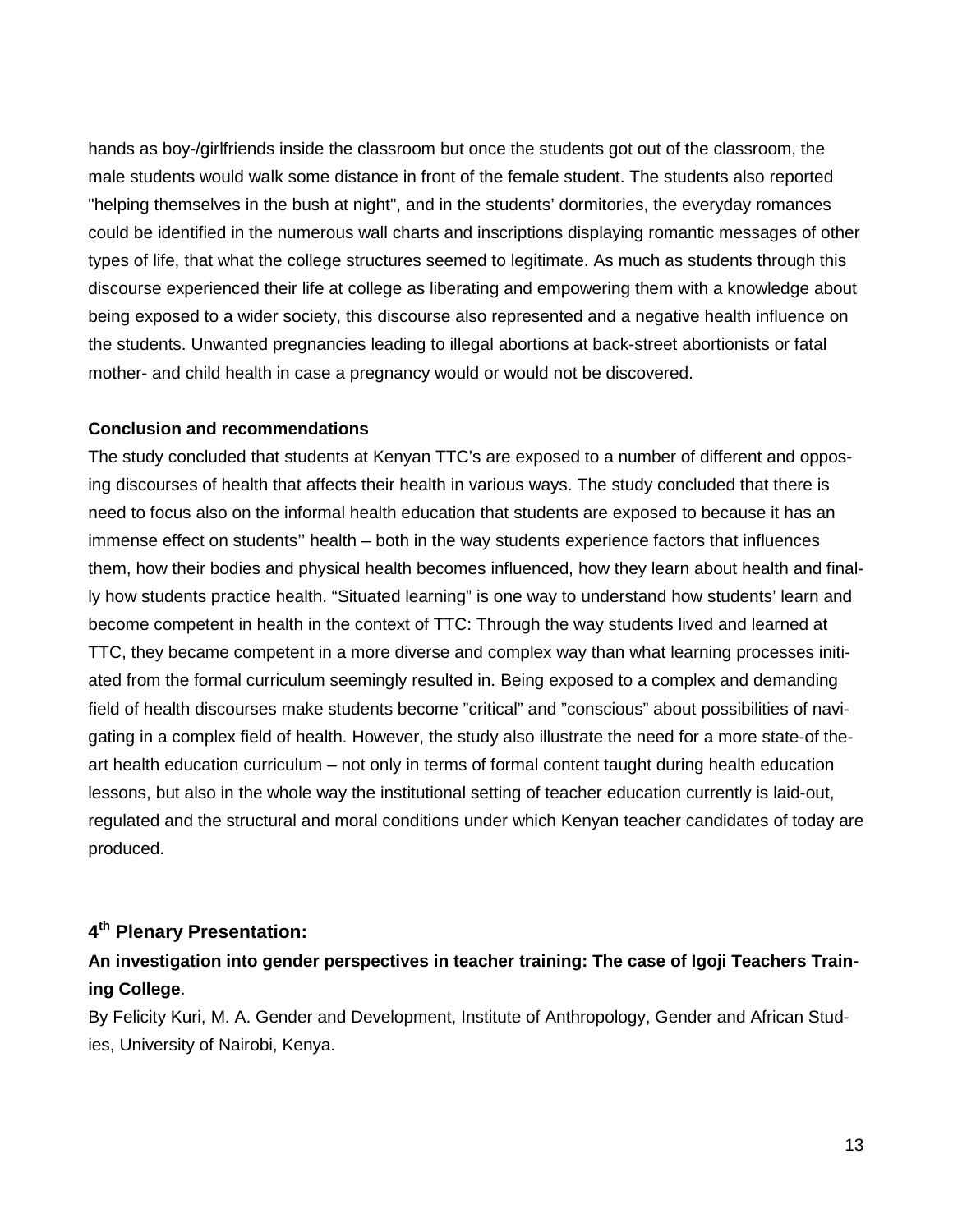hands as boy-/girlfriends inside the classroom but once the students got out of the classroom, the male students would walk some distance in front of the female student. The students also reported "helping themselves in the bush at night", and in the students' dormitories, the everyday romances could be identified in the numerous wall charts and inscriptions displaying romantic messages of other types of life, that what the college structures seemed to legitimate. As much as students through this discourse experienced their life at college as liberating and empowering them with a knowledge about being exposed to a wider society, this discourse also represented and a negative health influence on the students. Unwanted pregnancies leading to illegal abortions at back-street abortionists or fatal mother- and child health in case a pregnancy would or would not be discovered.

**Conclusion and recommendations**

The study concluded that students at Kenyan TTC's are exposed to a number of different and opposing discourses of health that affects their health in various ways. The study concluded that there is need to focus also on the informal health education that students are exposed to because it has an immense effect on students'' health – both in the way students experience factors that influences them, how their bodies and physical health becomes influenced, how they learn about health and finally how students practice health. "Situated learning" is one way to understand how students' learn and become competent in health in the context of TTC: Through the way students lived and learned at TTC, they became competent in a more diverse and complex way than what learning processes initiated from the formal curriculum seemingly resulted in. Being exposed to a complex and demanding field of health discourses make students become "critical" and "conscious" about possibilities of navigating in a complex field of health. However, the study also illustrate the need for a more state-of the-art health education curriculum – not only in terms of formal content taught during health education lessons, but also in the whole way the institutional setting of teacher education currently is laid-out, regulated and the structural and moral conditions under which Kenyan teacher candidates of today are produced.

## 4th Plenary Presentation:

### An investigation into gender perspectives in teacher training: The case of Igoji Teachers Training College.

By Felicity Kuri, M. A. Gender and Development, Institute of Anthropology, Gender and African Studies, University of Nairobi, Kenya.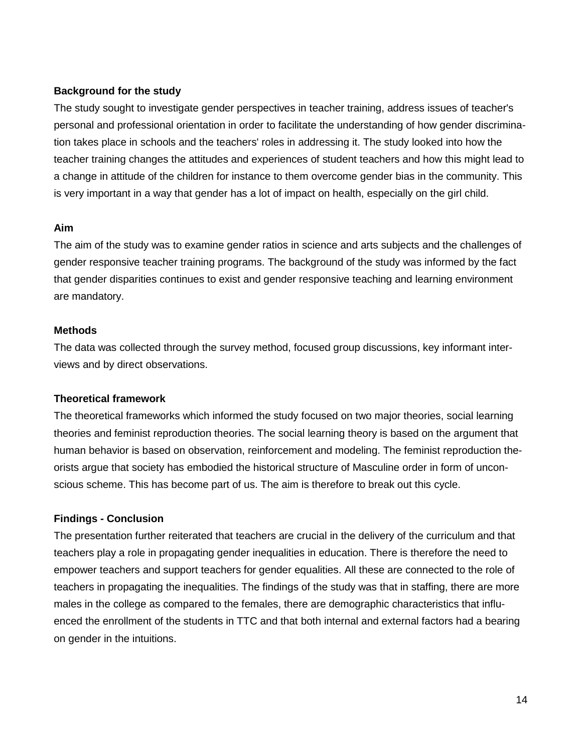**Background for the study**

The study sought to investigate gender perspectives in teacher training, address issues of teacher's personal and professional orientation in order to facilitate the understanding of how gender discrimination takes place in schools and the teachers' roles in addressing it. The study looked into how the teacher training changes the attitudes and experiences of student teachers and how this might lead to a change in attitude of the children for instance to them overcome gender bias in the community. This is very important in a way that gender has a lot of impact on health, especially on the girl child.

**Aim**

The aim of the study was to examine gender ratios in science and arts subjects and the challenges of gender responsive teacher training programs. The background of the study was informed by the fact that gender disparities continues to exist and gender responsive teaching and learning environment are mandatory.

**Methods**

The data was collected through the survey method, focused group discussions, key informant interviews and by direct observations.

**Theoretical framework**

The theoretical frameworks which informed the study focused on two major theories, social learning theories and feminist reproduction theories. The social learning theory is based on the argument that human behavior is based on observation, reinforcement and modeling. The feminist reproduction theorists argue that society has embodied the historical structure of Masculine order in form of unconscious scheme. This has become part of us. The aim is therefore to break out this cycle.

**Findings - Conclusion**

The presentation further reiterated that teachers are crucial in the delivery of the curriculum and that teachers play a role in propagating gender inequalities in education. There is therefore the need to empower teachers and support teachers for gender equalities. All these are connected to the role of teachers in propagating the inequalities. The findings of the study was that in staffing, there are more males in the college as compared to the females, there are demographic characteristics that influenced the enrollment of the students in TTC and that both internal and external factors had a bearing on gender in the intuitions.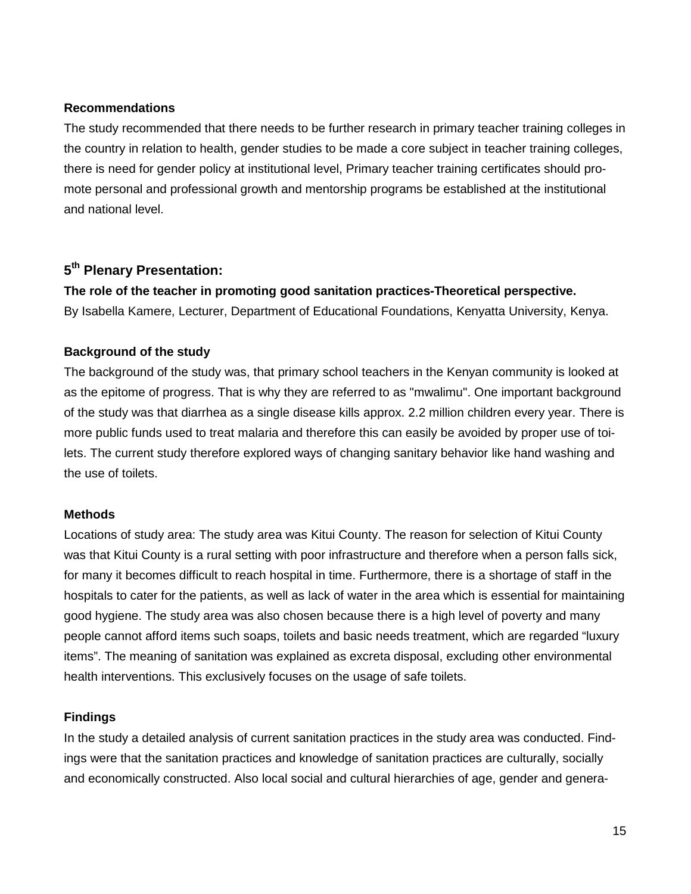### Recommendations

The study recommended that there needs to be further research in primary teacher training colleges in the country in relation to health, gender studies to be made a core subject in teacher training colleges, there is need for gender policy at institutional level, Primary teacher training certificates should promote personal and professional growth and mentorship programs be established at the institutional and national level.

## 5th Plenary Presentation:

**The role of the teacher in promoting good sanitation practices-Theoretical perspective.**

By Isabella Kamere, Lecturer, Department of Educational Foundations, Kenyatta University, Kenya.

### Background of the study

The background of the study was, that primary school teachers in the Kenyan community is looked at as the epitome of progress. That is why they are referred to as "mwalimu". One important background of the study was that diarrhea as a single disease kills approx. 2.2 million children every year. There is more public funds used to treat malaria and therefore this can easily be avoided by proper use of toilets. The current study therefore explored ways of changing sanitary behavior like hand washing and the use of toilets.

### Methods

Locations of study area: The study area was Kitui County. The reason for selection of Kitui County was that Kitui County is a rural setting with poor infrastructure and therefore when a person falls sick, for many it becomes difficult to reach hospital in time. Furthermore, there is a shortage of staff in the hospitals to cater for the patients, as well as lack of water in the area which is essential for maintaining good hygiene. The study area was also chosen because there is a high level of poverty and many people cannot afford items such soaps, toilets and basic needs treatment, which are regarded “luxury items”. The meaning of sanitation was explained as excreta disposal, excluding other environmental health interventions. This exclusively focuses on the usage of safe toilets.

### Findings

In the study a detailed analysis of current sanitation practices in the study area was conducted. Findings were that the sanitation practices and knowledge of sanitation practices are culturally, socially and economically constructed. Also local social and cultural hierarchies of age, gender and genera-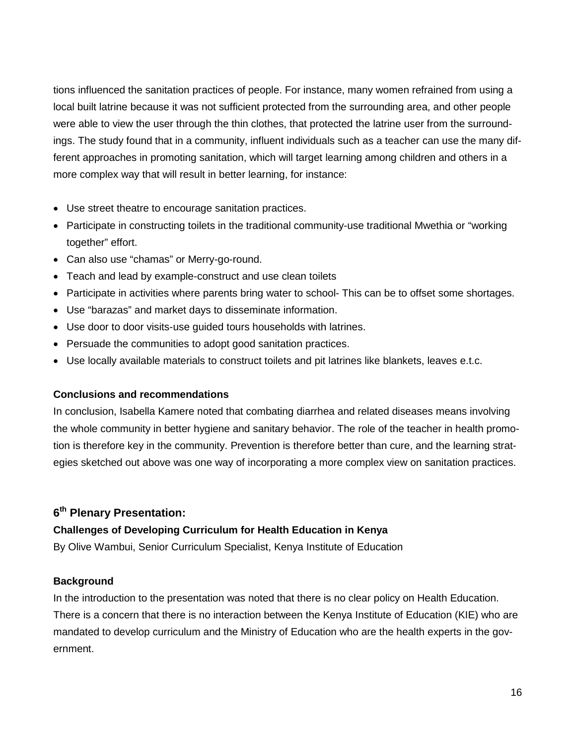tions influenced the sanitation practices of people. For instance, many women refrained from using a local built latrine because it was not sufficient protected from the surrounding area, and other people were able to view the user through the thin clothes, that protected the latrine user from the surroundings. The study found that in a community, influent individuals such as a teacher can use the many different approaches in promoting sanitation, which will target learning among children and others in a more complex way that will result in better learning, for instance:

- Use street theatre to encourage sanitation practices.
- Participate in constructing toilets in the traditional community-use traditional Mwethia or "working together" effort.
- Can also use "chamas" or Merry-go-round.
- Teach and lead by example-construct and use clean toilets
- Participate in activities where parents bring water to school- This can be to offset some shortages.
- Use "barazas" and market days to disseminate information.
- Use door to door visits-use guided tours households with latrines.
- Persuade the communities to adopt good sanitation practices.
- Use locally available materials to construct toilets and pit latrines like blankets, leaves e.t.c.

**Conclusions and recommendations**

In conclusion, Isabella Kamere noted that combating diarrhea and related diseases means involving the whole community in better hygiene and sanitary behavior. The role of the teacher in health promotion is therefore key in the community. Prevention is therefore better than cure, and the learning strategies sketched out above was one way of incorporating a more complex view on sanitation practices.

## 6th Plenary Presentation:

### Challenges of Developing Curriculum for Health Education in Kenya

By Olive Wambui, Senior Curriculum Specialist, Kenya Institute of Education

**Background**

In the introduction to the presentation was noted that there is no clear policy on Health Education. There is a concern that there is no interaction between the Kenya Institute of Education (KIE) who are mandated to develop curriculum and the Ministry of Education who are the health experts in the government.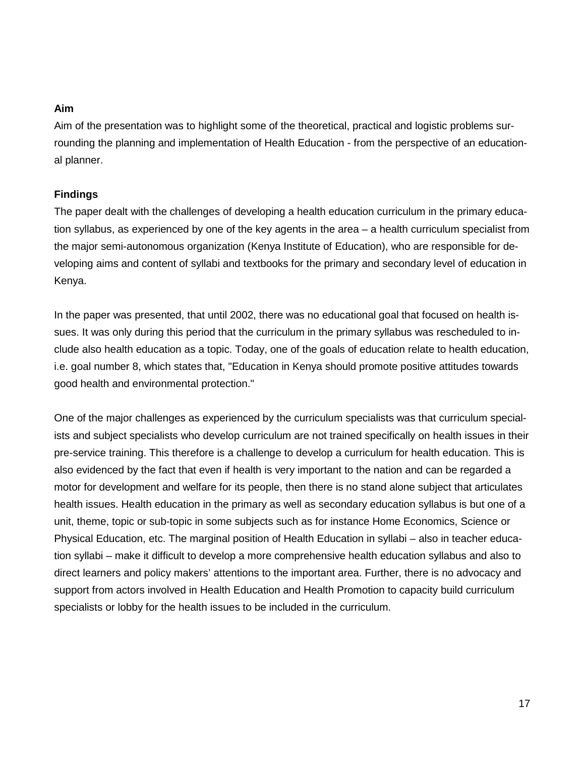**Aim**

Aim of the presentation was to highlight some of the theoretical, practical and logistic problems surrounding the planning and implementation of Health Education - from the perspective of an educational planner.

**Findings**

The paper dealt with the challenges of developing a health education curriculum in the primary education syllabus, as experienced by one of the key agents in the area – a health curriculum specialist from the major semi-autonomous organization (Kenya Institute of Education), who are responsible for developing aims and content of syllabi and textbooks for the primary and secondary level of education in Kenya.

In the paper was presented, that until 2002, there was no educational goal that focused on health issues. It was only during this period that the curriculum in the primary syllabus was rescheduled to include also health education as a topic. Today, one of the goals of education relate to health education, i.e. goal number 8, which states that, "Education in Kenya should promote positive attitudes towards good health and environmental protection."

One of the major challenges as experienced by the curriculum specialists was that curriculum specialists and subject specialists who develop curriculum are not trained specifically on health issues in their pre-service training. This therefore is a challenge to develop a curriculum for health education. This is also evidenced by the fact that even if health is very important to the nation and can be regarded a motor for development and welfare for its people, then there is no stand alone subject that articulates health issues. Health education in the primary as well as secondary education syllabus is but one of a unit, theme, topic or sub-topic in some subjects such as for instance Home Economics, Science or Physical Education, etc. The marginal position of Health Education in syllabi – also in teacher education syllabi – make it difficult to develop a more comprehensive health education syllabus and also to direct learners and policy makers' attentions to the important area. Further, there is no advocacy and support from actors involved in Health Education and Health Promotion to capacity build curriculum specialists or lobby for the health issues to be included in the curriculum.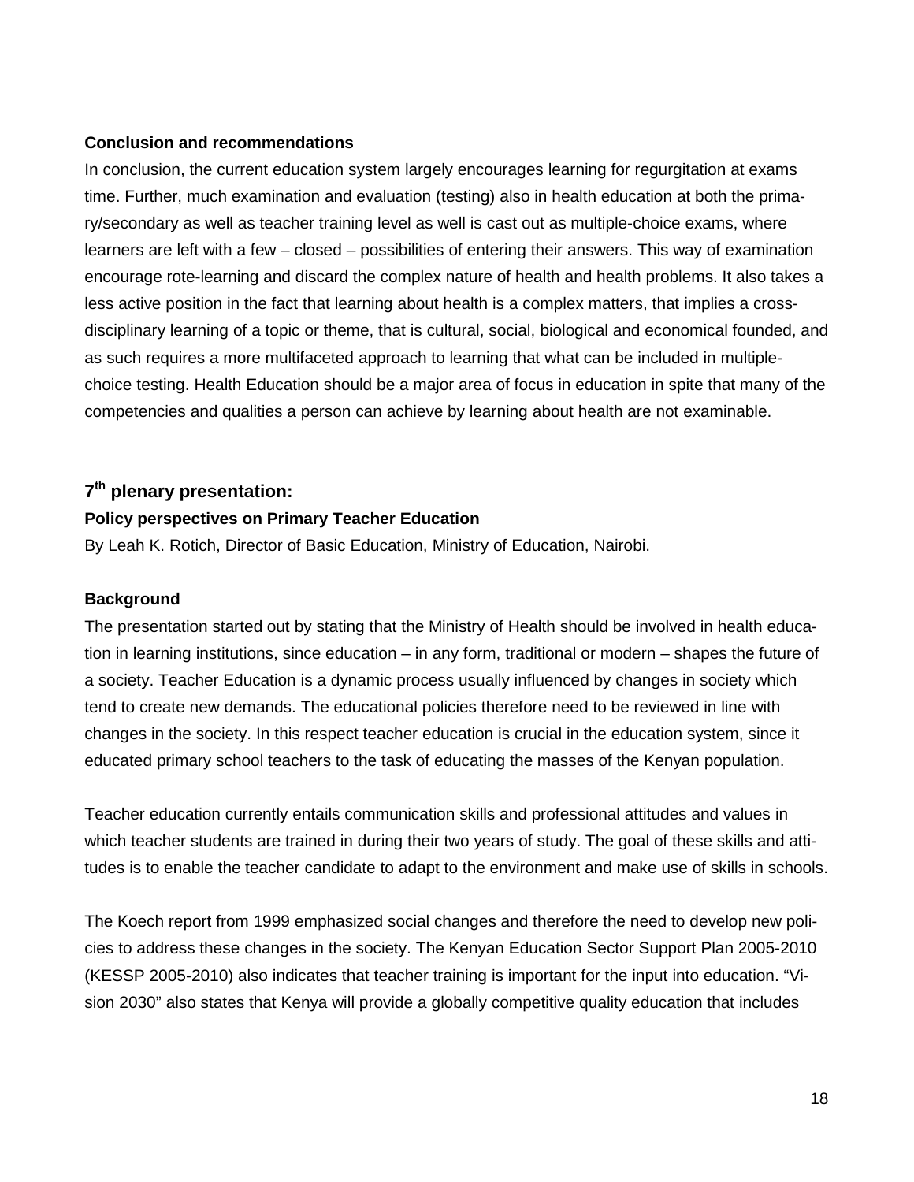**Conclusion and recommendations**

In conclusion, the current education system largely encourages learning for regurgitation at exams time. Further, much examination and evaluation (testing) also in health education at both the primary/secondary as well as teacher training level as well is cast out as multiple-choice exams, where learners are left with a few – closed – possibilities of entering their answers. This way of examination encourage rote-learning and discard the complex nature of health and health problems. It also takes a less active position in the fact that learning about health is a complex matters, that implies a cross-disciplinary learning of a topic or theme, that is cultural, social, biological and economical founded, and as such requires a more multifaceted approach to learning that what can be included in multiple-choice testing. Health Education should be a major area of focus in education in spite that many of the competencies and qualities a person can achieve by learning about health are not examinable.

## 7th plenary presentation:

### Policy perspectives on Primary Teacher Education

By Leah K. Rotich, Director of Basic Education, Ministry of Education, Nairobi.

**Background**

The presentation started out by stating that the Ministry of Health should be involved in health education in learning institutions, since education – in any form, traditional or modern – shapes the future of a society. Teacher Education is a dynamic process usually influenced by changes in society which tend to create new demands. The educational policies therefore need to be reviewed in line with changes in the society. In this respect teacher education is crucial in the education system, since it educated primary school teachers to the task of educating the masses of the Kenyan population.

Teacher education currently entails communication skills and professional attitudes and values in which teacher students are trained in during their two years of study. The goal of these skills and attitudes is to enable the teacher candidate to adapt to the environment and make use of skills in schools.

The Koech report from 1999 emphasized social changes and therefore the need to develop new policies to address these changes in the society. The Kenyan Education Sector Support Plan 2005-2010 (KESSP 2005-2010) also indicates that teacher training is important for the input into education. "Vision 2030" also states that Kenya will provide a globally competitive quality education that includes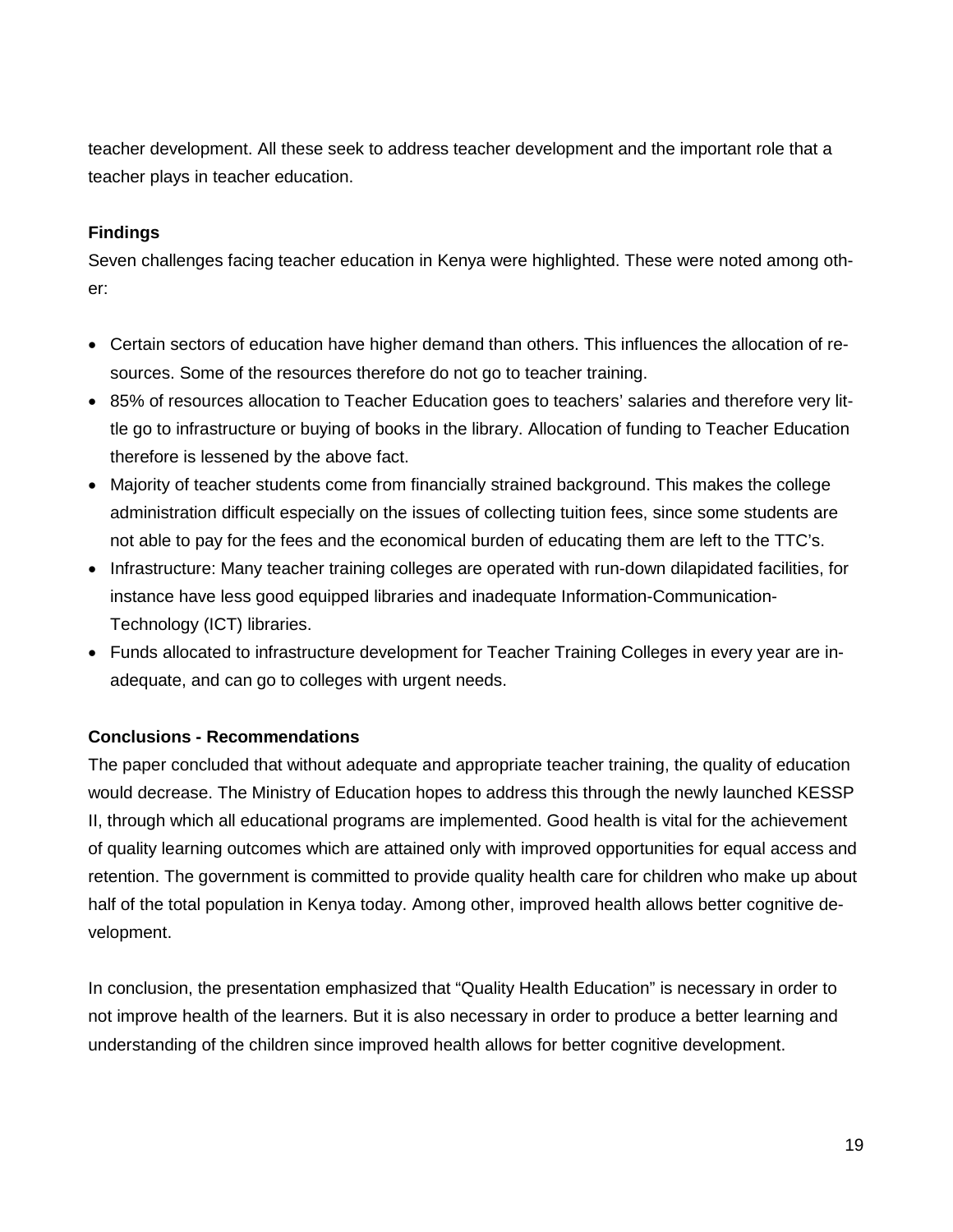teacher development. All these seek to address teacher development and the important role that a teacher plays in teacher education.

**Findings**

Seven challenges facing teacher education in Kenya were highlighted. These were noted among other:

- Certain sectors of education have higher demand than others. This influences the allocation of resources. Some of the resources therefore do not go to teacher training.
- 85% of resources allocation to Teacher Education goes to teachers' salaries and therefore very little go to infrastructure or buying of books in the library. Allocation of funding to Teacher Education therefore is lessened by the above fact.
- Majority of teacher students come from financially strained background. This makes the college administration difficult especially on the issues of collecting tuition fees, since some students are not able to pay for the fees and the economical burden of educating them are left to the TTC's.
- Infrastructure: Many teacher training colleges are operated with run-down dilapidated facilities, for instance have less good equipped libraries and inadequate Information-Communication-Technology (ICT) libraries.
- Funds allocated to infrastructure development for Teacher Training Colleges in every year are inadequate, and can go to colleges with urgent needs.

**Conclusions - Recommendations**

The paper concluded that without adequate and appropriate teacher training, the quality of education would decrease. The Ministry of Education hopes to address this through the newly launched KESSP II, through which all educational programs are implemented. Good health is vital for the achievement of quality learning outcomes which are attained only with improved opportunities for equal access and retention. The government is committed to provide quality health care for children who make up about half of the total population in Kenya today. Among other, improved health allows better cognitive development.

In conclusion, the presentation emphasized that "Quality Health Education" is necessary in order to not improve health of the learners. But it is also necessary in order to produce a better learning and understanding of the children since improved health allows for better cognitive development.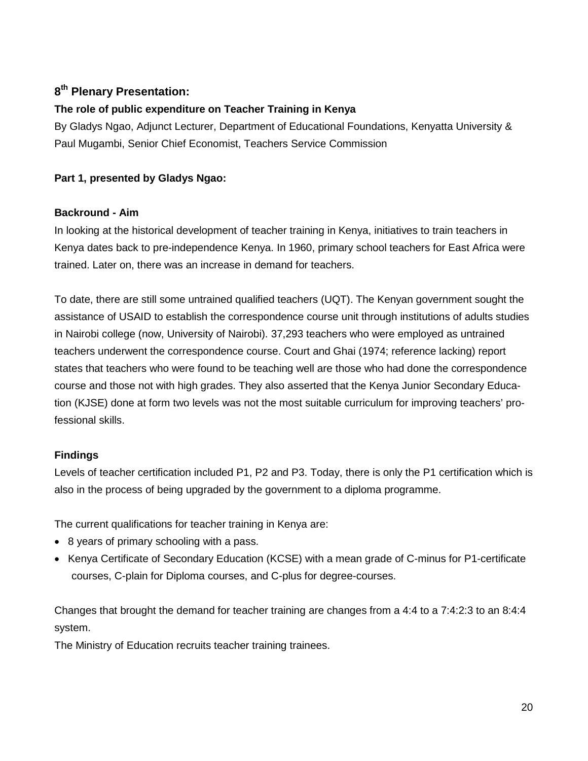## 8th Plenary Presentation:

### The role of public expenditure on Teacher Training in Kenya

By Gladys Ngao, Adjunct Lecturer, Department of Educational Foundations, Kenyatta University & Paul Mugambi, Senior Chief Economist, Teachers Service Commission

**Part 1, presented by Gladys Ngao:**

**Backround - Aim**

In looking at the historical development of teacher training in Kenya, initiatives to train teachers in Kenya dates back to pre-independence Kenya. In 1960, primary school teachers for East Africa were trained. Later on, there was an increase in demand for teachers.

To date, there are still some untrained qualified teachers (UQT). The Kenyan government sought the assistance of USAID to establish the correspondence course unit through institutions of adults studies in Nairobi college (now, University of Nairobi). 37,293 teachers who were employed as untrained teachers underwent the correspondence course. Court and Ghai (1974; reference lacking) report states that teachers who were found to be teaching well are those who had done the correspondence course and those not with high grades. They also asserted that the Kenya Junior Secondary Education (KJSE) done at form two levels was not the most suitable curriculum for improving teachers' professional skills.

**Findings**

Levels of teacher certification included P1, P2 and P3. Today, there is only the P1 certification which is also in the process of being upgraded by the government to a diploma programme.

The current qualifications for teacher training in Kenya are:

- 8 years of primary schooling with a pass.
- Kenya Certificate of Secondary Education (KCSE) with a mean grade of C-minus for P1-certificate courses, C-plain for Diploma courses, and C-plus for degree-courses.

Changes that brought the demand for teacher training are changes from a 4:4 to a 7:4:2:3 to an 8:4:4 system.

The Ministry of Education recruits teacher training trainees.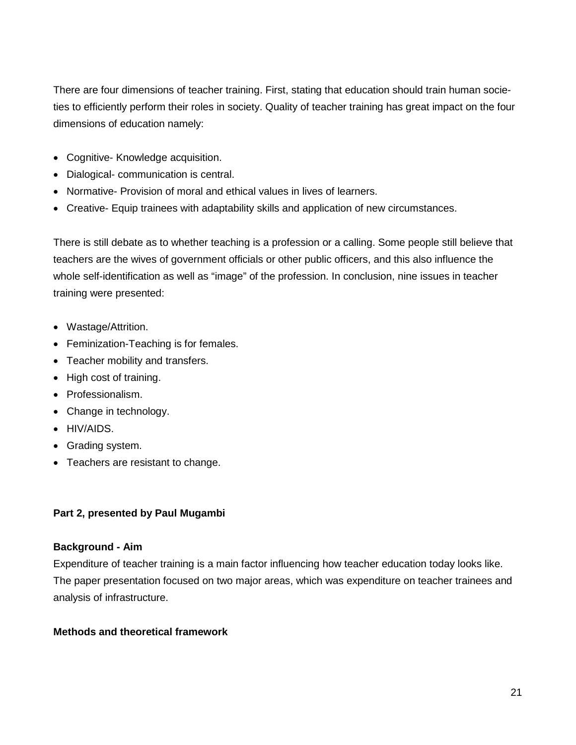There are four dimensions of teacher training. First, stating that education should train human societies to efficiently perform their roles in society. Quality of teacher training has great impact on the four dimensions of education namely:

- Cognitive- Knowledge acquisition.
- Dialogical- communication is central.
- Normative- Provision of moral and ethical values in lives of learners.
- Creative- Equip trainees with adaptability skills and application of new circumstances.

There is still debate as to whether teaching is a profession or a calling. Some people still believe that teachers are the wives of government officials or other public officers, and this also influence the whole self-identification as well as "image" of the profession. In conclusion, nine issues in teacher training were presented:

- Wastage/Attrition.
- Feminization-Teaching is for females.
- Teacher mobility and transfers.
- High cost of training.
- Professionalism.
- Change in technology.
- HIV/AIDS.
- Grading system.
- Teachers are resistant to change.

**Part 2, presented by Paul Mugambi**

**Background - Aim**

Expenditure of teacher training is a main factor influencing how teacher education today looks like. The paper presentation focused on two major areas, which was expenditure on teacher trainees and analysis of infrastructure.

**Methods and theoretical framework**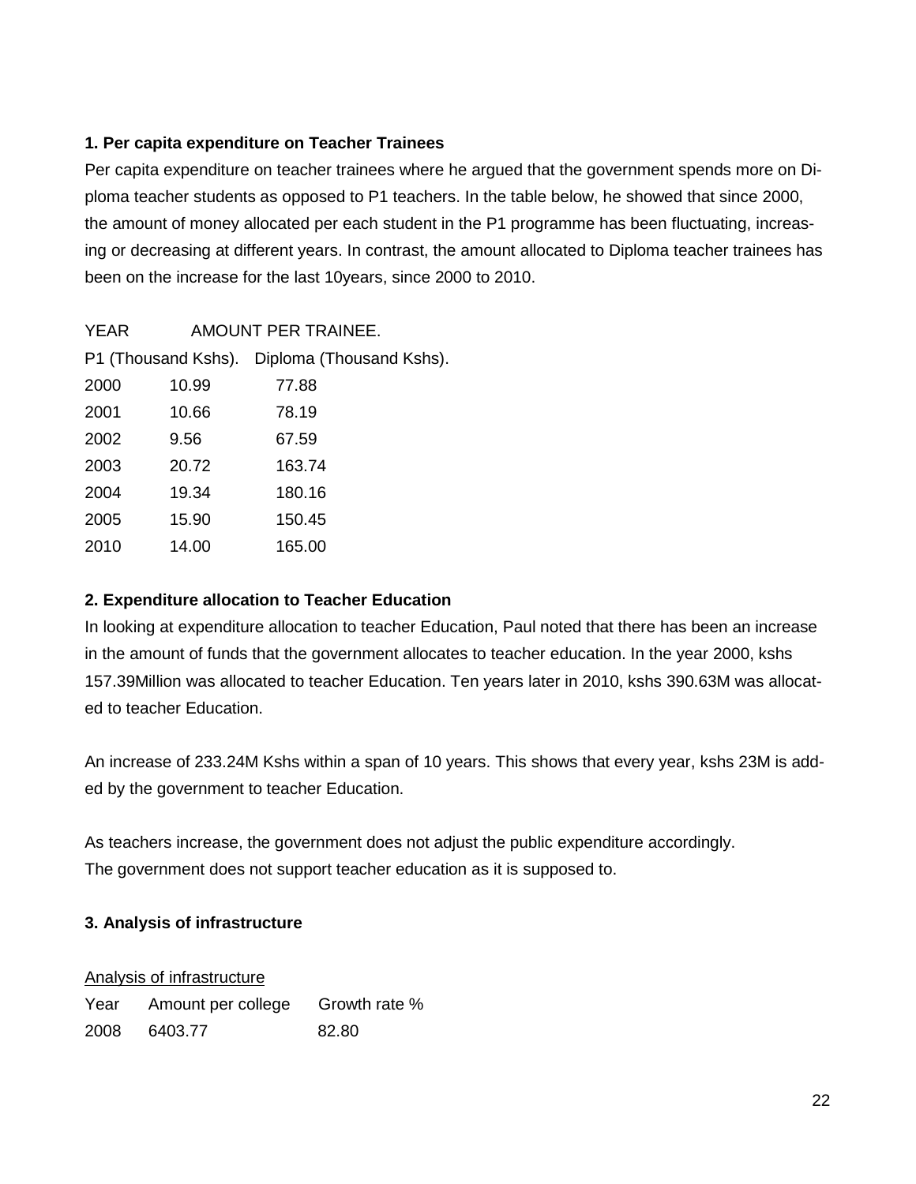**1. Per capita expenditure on Teacher Trainees**

Per capita expenditure on teacher trainees where he argued that the government spends more on Diploma teacher students as opposed to P1 teachers. In the table below, he showed that since 2000, the amount of money allocated per each student in the P1 programme has been fluctuating, increasing or decreasing at different years. In contrast, the amount allocated to Diploma teacher trainees has been on the increase for the last 10years, since 2000 to 2010.

| YEAR | AMOUNT PER TRAINEE. | |
|---|---|---|
| | P1 (Thousand Kshs). | Diploma (Thousand Kshs). |
| 2000 | 10.99 | 77.88 |
| 2001 | 10.66 | 78.19 |
| 2002 | 9.56 | 67.59 |
| 2003 | 20.72 | 163.74 |
| 2004 | 19.34 | 180.16 |
| 2005 | 15.90 | 150.45 |
| 2010 | 14.00 | 165.00 |

**2. Expenditure allocation to Teacher Education**

In looking at expenditure allocation to teacher Education, Paul noted that there has been an increase in the amount of funds that the government allocates to teacher education. In the year 2000, kshs 157.39Million was allocated to teacher Education. Ten years later in 2010, kshs 390.63M was allocated to teacher Education.

An increase of 233.24M Kshs within a span of 10 years. This shows that every year, kshs 23M is added by the government to teacher Education.

As teachers increase, the government does not adjust the public expenditure accordingly.
The government does not support teacher education as it is supposed to.

**3. Analysis of infrastructure**

Analysis of infrastructure

| Year | Amount per college | Growth rate % |
|---|---|---|
| 2008 | 6403.77 | 82.80 |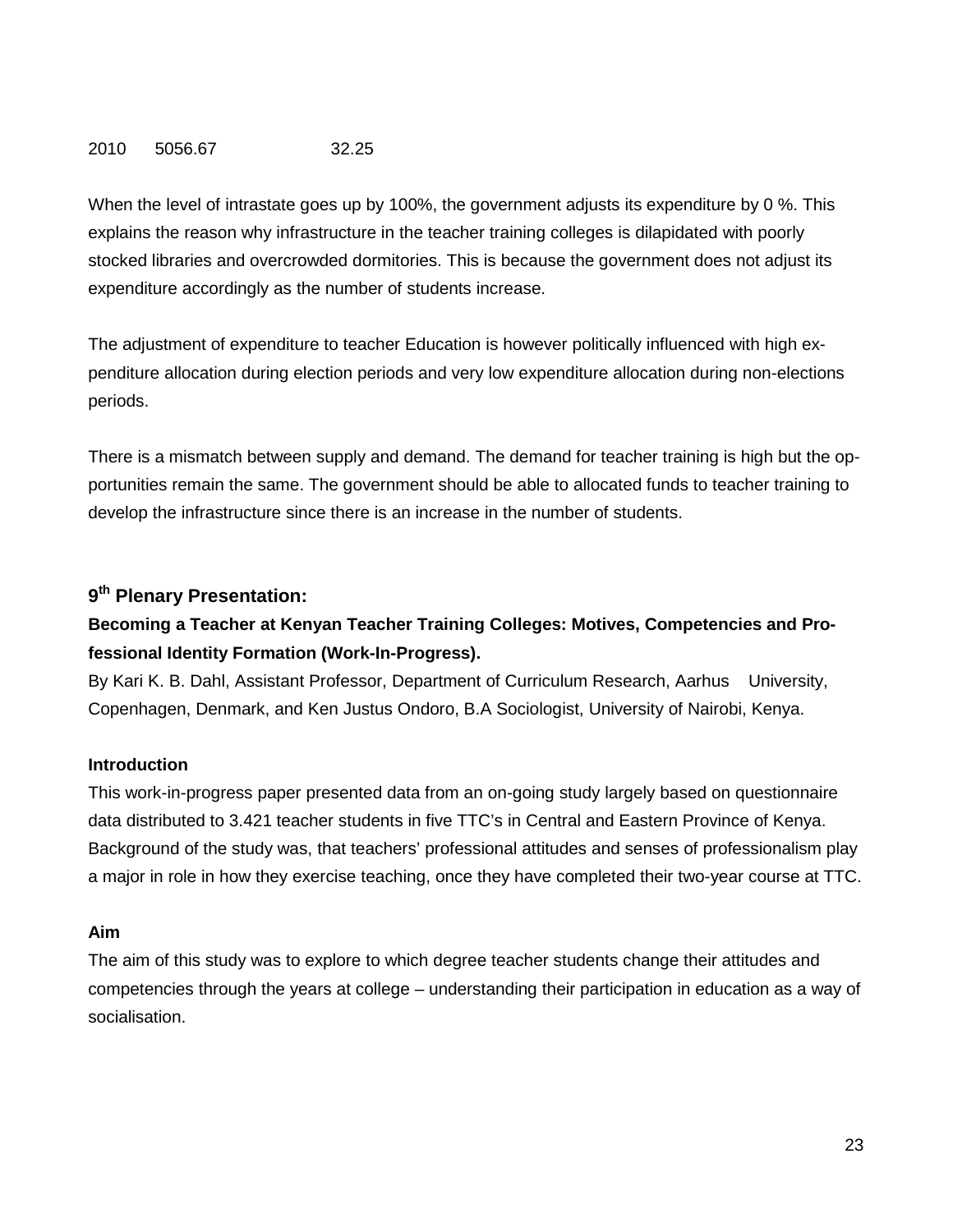| 2010 | 5056.67 | 32.25 |
|---|---|---|

When the level of intrastate goes up by 100%, the government adjusts its expenditure by 0 %. This explains the reason why infrastructure in the teacher training colleges is dilapidated with poorly stocked libraries and overcrowded dormitories. This is because the government does not adjust its expenditure accordingly as the number of students increase.

The adjustment of expenditure to teacher Education is however politically influenced with high expenditure allocation during election periods and very low expenditure allocation during non-elections periods.

There is a mismatch between supply and demand. The demand for teacher training is high but the opportunities remain the same. The government should be able to allocated funds to teacher training to develop the infrastructure since there is an increase in the number of students.

### 9th Plenary Presentation:

### Becoming a Teacher at Kenyan Teacher Training Colleges: Motives, Competencies and Professional Identity Formation (Work-In-Progress).

By Kari K. B. Dahl, Assistant Professor, Department of Curriculum Research, Aarhus University, Copenhagen, Denmark, and Ken Justus Ondoro, B.A Sociologist, University of Nairobi, Kenya.

#### Introduction

This work-in-progress paper presented data from an on-going study largely based on questionnaire data distributed to 3.421 teacher students in five TTC's in Central and Eastern Province of Kenya. Background of the study was, that teachers' professional attitudes and senses of professionalism play a major in role in how they exercise teaching, once they have completed their two-year course at TTC.

#### Aim

The aim of this study was to explore to which degree teacher students change their attitudes and competencies through the years at college – understanding their participation in education as a way of socialisation.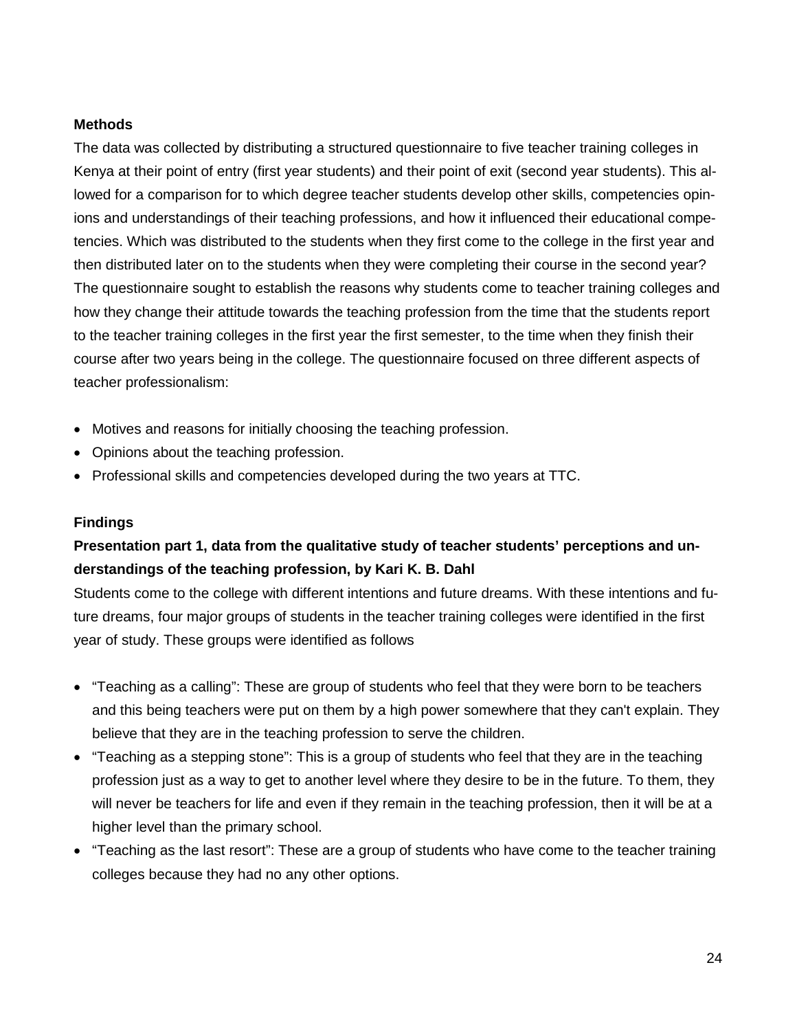**Methods**

The data was collected by distributing a structured questionnaire to five teacher training colleges in Kenya at their point of entry (first year students) and their point of exit (second year students). This allowed for a comparison for to which degree teacher students develop other skills, competencies opinions and understandings of their teaching professions, and how it influenced their educational competencies. Which was distributed to the students when they first come to the college in the first year and then distributed later on to the students when they were completing their course in the second year? The questionnaire sought to establish the reasons why students come to teacher training colleges and how they change their attitude towards the teaching profession from the time that the students report to the teacher training colleges in the first year the first semester, to the time when they finish their course after two years being in the college. The questionnaire focused on three different aspects of teacher professionalism:

- Motives and reasons for initially choosing the teaching profession.
- Opinions about the teaching profession.
- Professional skills and competencies developed during the two years at TTC.

**Findings**

**Presentation part 1, data from the qualitative study of teacher students' perceptions and understandings of the teaching profession, by Kari K. B. Dahl**

Students come to the college with different intentions and future dreams. With these intentions and future dreams, four major groups of students in the teacher training colleges were identified in the first year of study. These groups were identified as follows

- "Teaching as a calling": These are group of students who feel that they were born to be teachers and this being teachers were put on them by a high power somewhere that they can't explain. They believe that they are in the teaching profession to serve the children.
- "Teaching as a stepping stone": This is a group of students who feel that they are in the teaching profession just as a way to get to another level where they desire to be in the future. To them, they will never be teachers for life and even if they remain in the teaching profession, then it will be at a higher level than the primary school.
- "Teaching as the last resort": These are a group of students who have come to the teacher training colleges because they had no any other options.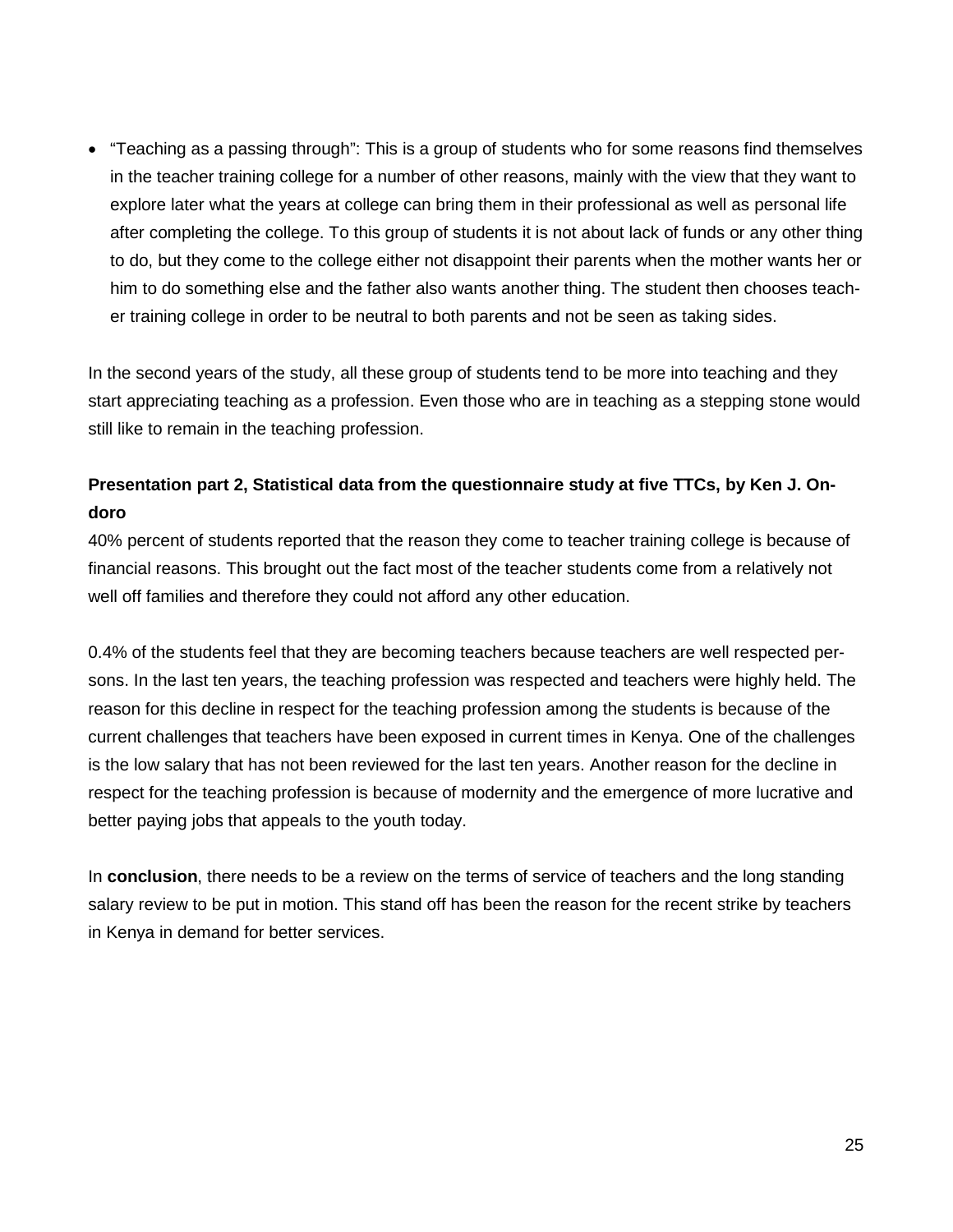- "Teaching as a passing through": This is a group of students who for some reasons find themselves in the teacher training college for a number of other reasons, mainly with the view that they want to explore later what the years at college can bring them in their professional as well as personal life after completing the college. To this group of students it is not about lack of funds or any other thing to do, but they come to the college either not disappoint their parents when the mother wants her or him to do something else and the father also wants another thing. The student then chooses teacher training college in order to be neutral to both parents and not be seen as taking sides.

In the second years of the study, all these group of students tend to be more into teaching and they start appreciating teaching as a profession. Even those who are in teaching as a stepping stone would still like to remain in the teaching profession.

**Presentation part 2, Statistical data from the questionnaire study at five TTCs, by Ken J. Ondoro**

40% percent of students reported that the reason they come to teacher training college is because of financial reasons. This brought out the fact most of the teacher students come from a relatively not well off families and therefore they could not afford any other education.

0.4% of the students feel that they are becoming teachers because teachers are well respected persons. In the last ten years, the teaching profession was respected and teachers were highly held. The reason for this decline in respect for the teaching profession among the students is because of the current challenges that teachers have been exposed in current times in Kenya. One of the challenges is the low salary that has not been reviewed for the last ten years. Another reason for the decline in respect for the teaching profession is because of modernity and the emergence of more lucrative and better paying jobs that appeals to the youth today.

In **conclusion**, there needs to be a review on the terms of service of teachers and the long standing salary review to be put in motion. This stand off has been the reason for the recent strike by teachers in Kenya in demand for better services.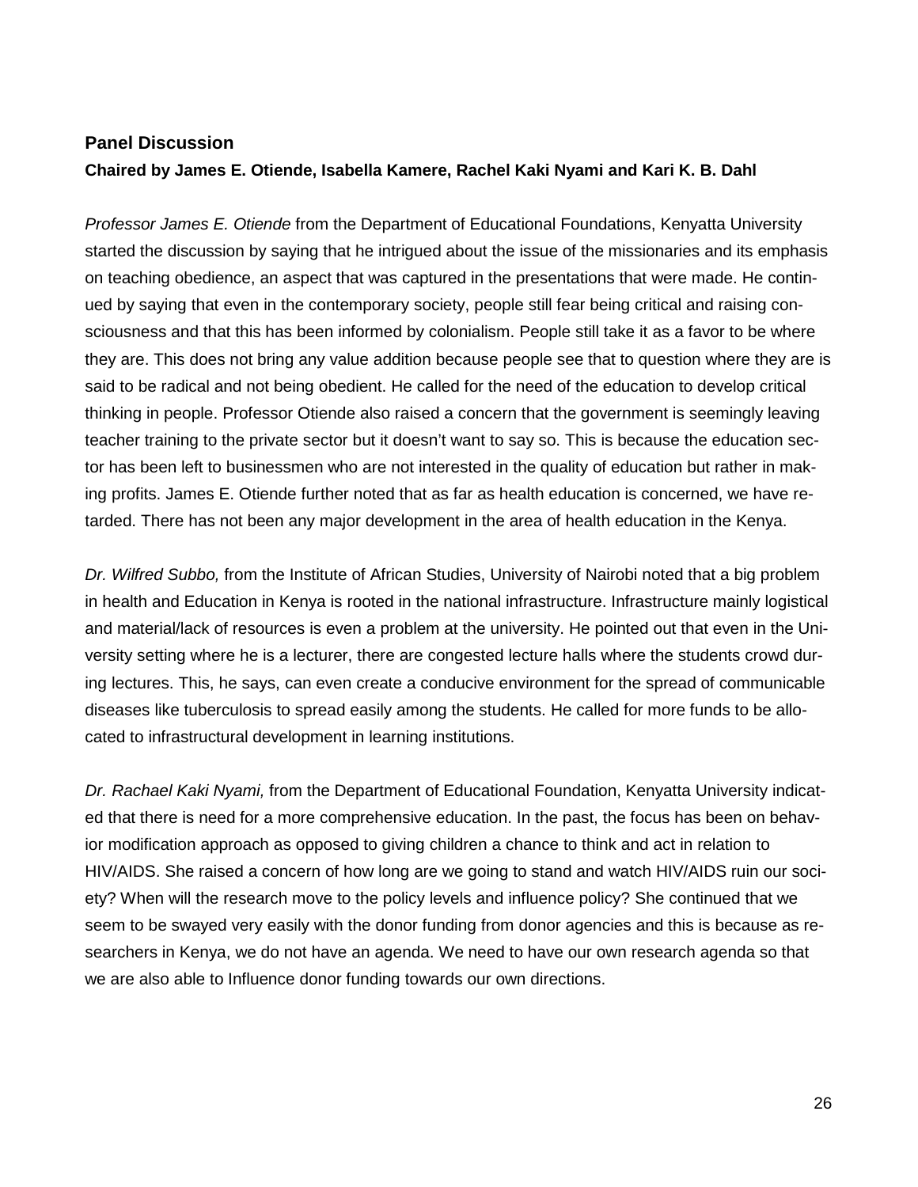### Panel Discussion

**Chaired by James E. Otiende, Isabella Kamere, Rachel Kaki Nyami and Kari K. B. Dahl**

*Professor James E. Otiende* from the Department of Educational Foundations, Kenyatta University started the discussion by saying that he intrigued about the issue of the missionaries and its emphasis on teaching obedience, an aspect that was captured in the presentations that were made. He continued by saying that even in the contemporary society, people still fear being critical and raising consciousness and that this has been informed by colonialism. People still take it as a favor to be where they are. This does not bring any value addition because people see that to question where they are is said to be radical and not being obedient. He called for the need of the education to develop critical thinking in people. Professor Otiende also raised a concern that the government is seemingly leaving teacher training to the private sector but it doesn't want to say so. This is because the education sector has been left to businessmen who are not interested in the quality of education but rather in making profits. James E. Otiende further noted that as far as health education is concerned, we have retarded. There has not been any major development in the area of health education in the Kenya.

*Dr. Wilfred Subbo,* from the Institute of African Studies, University of Nairobi noted that a big problem in health and Education in Kenya is rooted in the national infrastructure. Infrastructure mainly logistical and material/lack of resources is even a problem at the university. He pointed out that even in the University setting where he is a lecturer, there are congested lecture halls where the students crowd during lectures. This, he says, can even create a conducive environment for the spread of communicable diseases like tuberculosis to spread easily among the students. He called for more funds to be allocated to infrastructural development in learning institutions.

*Dr. Rachael Kaki Nyami,* from the Department of Educational Foundation, Kenyatta University indicated that there is need for a more comprehensive education. In the past, the focus has been on behavior modification approach as opposed to giving children a chance to think and act in relation to HIV/AIDS. She raised a concern of how long are we going to stand and watch HIV/AIDS ruin our society? When will the research move to the policy levels and influence policy? She continued that we seem to be swayed very easily with the donor funding from donor agencies and this is because as researchers in Kenya, we do not have an agenda. We need to have our own research agenda so that we are also able to Influence donor funding towards our own directions.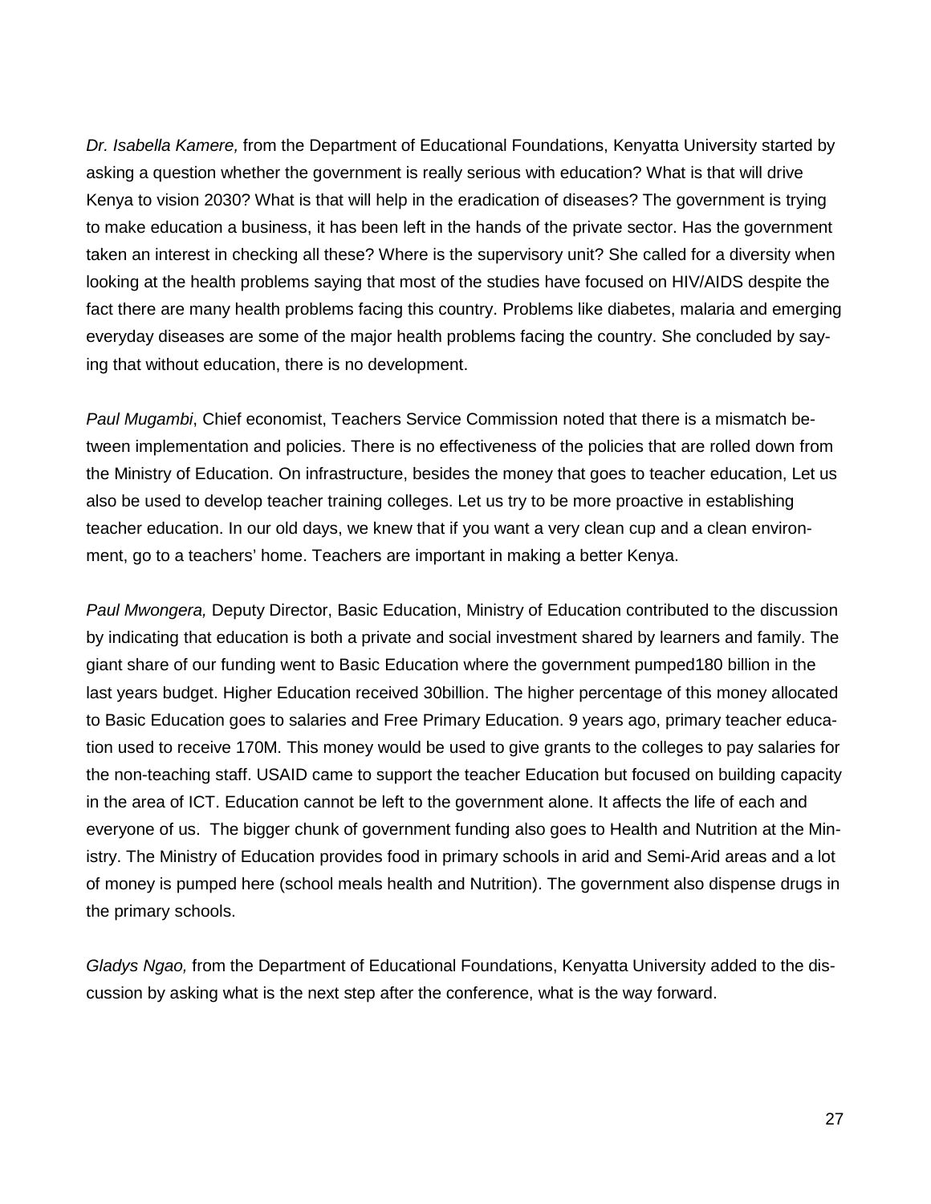*Dr. Isabella Kamere,* from the Department of Educational Foundations, Kenyatta University started by asking a question whether the government is really serious with education? What is that will drive Kenya to vision 2030? What is that will help in the eradication of diseases? The government is trying to make education a business, it has been left in the hands of the private sector. Has the government taken an interest in checking all these? Where is the supervisory unit? She called for a diversity when looking at the health problems saying that most of the studies have focused on HIV/AIDS despite the fact there are many health problems facing this country. Problems like diabetes, malaria and emerging everyday diseases are some of the major health problems facing the country. She concluded by saying that without education, there is no development.

*Paul Mugambi*, Chief economist, Teachers Service Commission noted that there is a mismatch between implementation and policies. There is no effectiveness of the policies that are rolled down from the Ministry of Education. On infrastructure, besides the money that goes to teacher education, Let us also be used to develop teacher training colleges. Let us try to be more proactive in establishing teacher education. In our old days, we knew that if you want a very clean cup and a clean environment, go to a teachers' home. Teachers are important in making a better Kenya.

*Paul Mwongera,* Deputy Director, Basic Education, Ministry of Education contributed to the discussion by indicating that education is both a private and social investment shared by learners and family. The giant share of our funding went to Basic Education where the government pumped180 billion in the last years budget. Higher Education received 30billion. The higher percentage of this money allocated to Basic Education goes to salaries and Free Primary Education. 9 years ago, primary teacher education used to receive 170M. This money would be used to give grants to the colleges to pay salaries for the non-teaching staff. USAID came to support the teacher Education but focused on building capacity in the area of ICT. Education cannot be left to the government alone. It affects the life of each and everyone of us. The bigger chunk of government funding also goes to Health and Nutrition at the Ministry. The Ministry of Education provides food in primary schools in arid and Semi-Arid areas and a lot of money is pumped here (school meals health and Nutrition). The government also dispense drugs in the primary schools.

*Gladys Ngao,* from the Department of Educational Foundations, Kenyatta University added to the discussion by asking what is the next step after the conference, what is the way forward.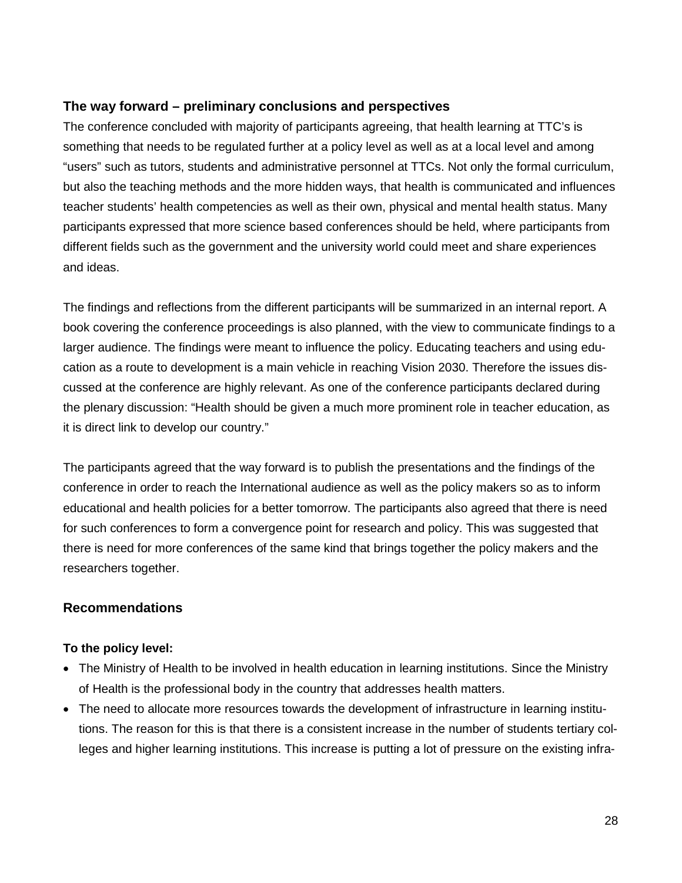## The way forward – preliminary conclusions and perspectives

The conference concluded with majority of participants agreeing, that health learning at TTC's is something that needs to be regulated further at a policy level as well as at a local level and among "users" such as tutors, students and administrative personnel at TTCs. Not only the formal curriculum, but also the teaching methods and the more hidden ways, that health is communicated and influences teacher students' health competencies as well as their own, physical and mental health status. Many participants expressed that more science based conferences should be held, where participants from different fields such as the government and the university world could meet and share experiences and ideas.

The findings and reflections from the different participants will be summarized in an internal report. A book covering the conference proceedings is also planned, with the view to communicate findings to a larger audience. The findings were meant to influence the policy. Educating teachers and using education as a route to development is a main vehicle in reaching Vision 2030. Therefore the issues discussed at the conference are highly relevant. As one of the conference participants declared during the plenary discussion: "Health should be given a much more prominent role in teacher education, as it is direct link to develop our country."

The participants agreed that the way forward is to publish the presentations and the findings of the conference in order to reach the International audience as well as the policy makers so as to inform educational and health policies for a better tomorrow. The participants also agreed that there is need for such conferences to form a convergence point for research and policy. This was suggested that there is need for more conferences of the same kind that brings together the policy makers and the researchers together.

## Recommendations

**To the policy level:**

- The Ministry of Health to be involved in health education in learning institutions. Since the Ministry of Health is the professional body in the country that addresses health matters.
- The need to allocate more resources towards the development of infrastructure in learning institutions. The reason for this is that there is a consistent increase in the number of students tertiary colleges and higher learning institutions. This increase is putting a lot of pressure on the existing infra-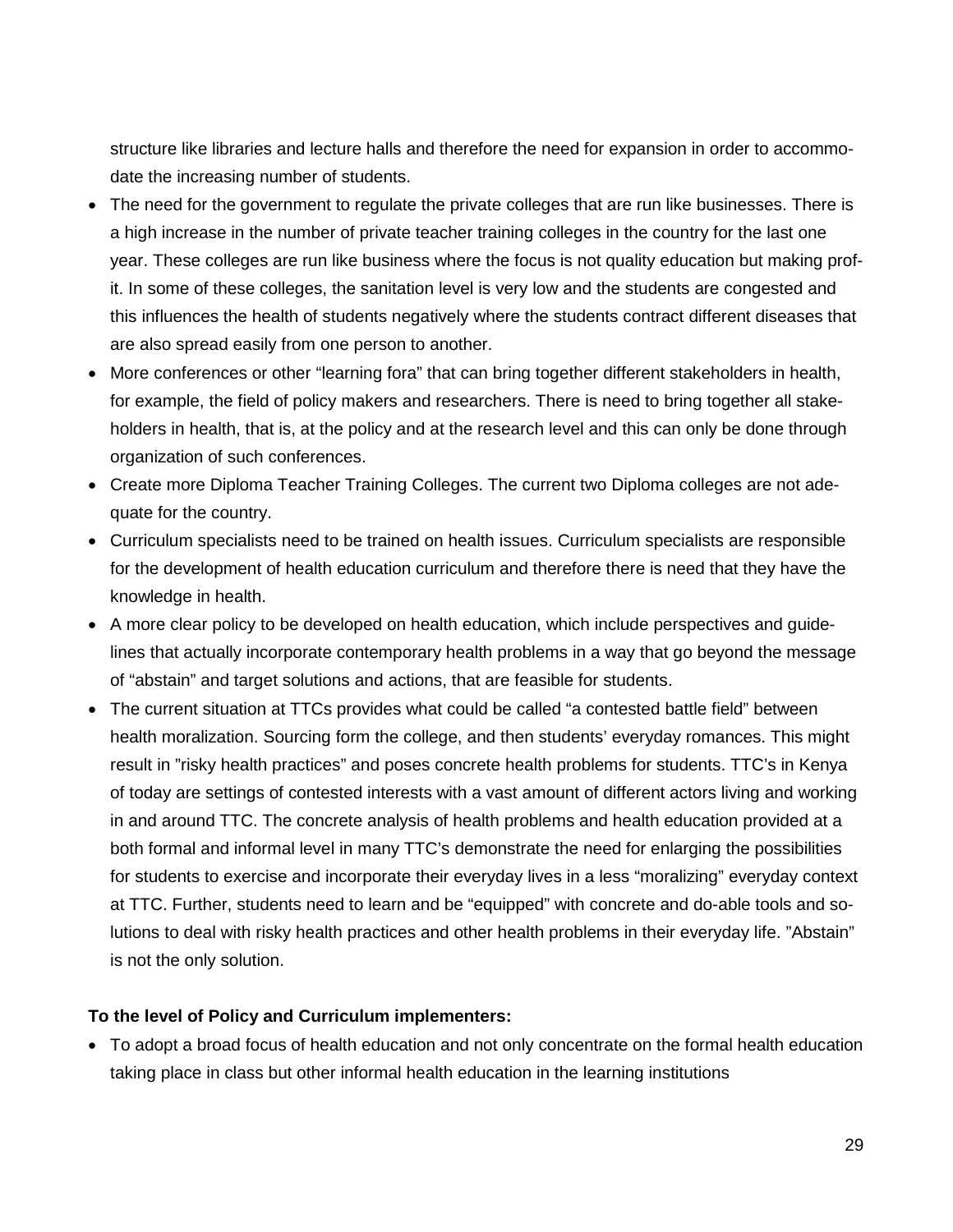structure like libraries and lecture halls and therefore the need for expansion in order to accommodate the increasing number of students.

- The need for the government to regulate the private colleges that are run like businesses. There is a high increase in the number of private teacher training colleges in the country for the last one year. These colleges are run like business where the focus is not quality education but making profit. In some of these colleges, the sanitation level is very low and the students are congested and this influences the health of students negatively where the students contract different diseases that are also spread easily from one person to another.
- More conferences or other "learning fora" that can bring together different stakeholders in health, for example, the field of policy makers and researchers. There is need to bring together all stakeholders in health, that is, at the policy and at the research level and this can only be done through organization of such conferences.
- Create more Diploma Teacher Training Colleges. The current two Diploma colleges are not adequate for the country.
- Curriculum specialists need to be trained on health issues. Curriculum specialists are responsible for the development of health education curriculum and therefore there is need that they have the knowledge in health.
- A more clear policy to be developed on health education, which include perspectives and guidelines that actually incorporate contemporary health problems in a way that go beyond the message of "abstain" and target solutions and actions, that are feasible for students.
- The current situation at TTCs provides what could be called "a contested battle field" between health moralization. Sourcing form the college, and then students' everyday romances. This might result in "risky health practices" and poses concrete health problems for students. TTC's in Kenya of today are settings of contested interests with a vast amount of different actors living and working in and around TTC. The concrete analysis of health problems and health education provided at a both formal and informal level in many TTC's demonstrate the need for enlarging the possibilities for students to exercise and incorporate their everyday lives in a less "moralizing" everyday context at TTC. Further, students need to learn and be "equipped" with concrete and do-able tools and solutions to deal with risky health practices and other health problems in their everyday life. "Abstain" is not the only solution.

**To the level of Policy and Curriculum implementers:**

- To adopt a broad focus of health education and not only concentrate on the formal health education taking place in class but other informal health education in the learning institutions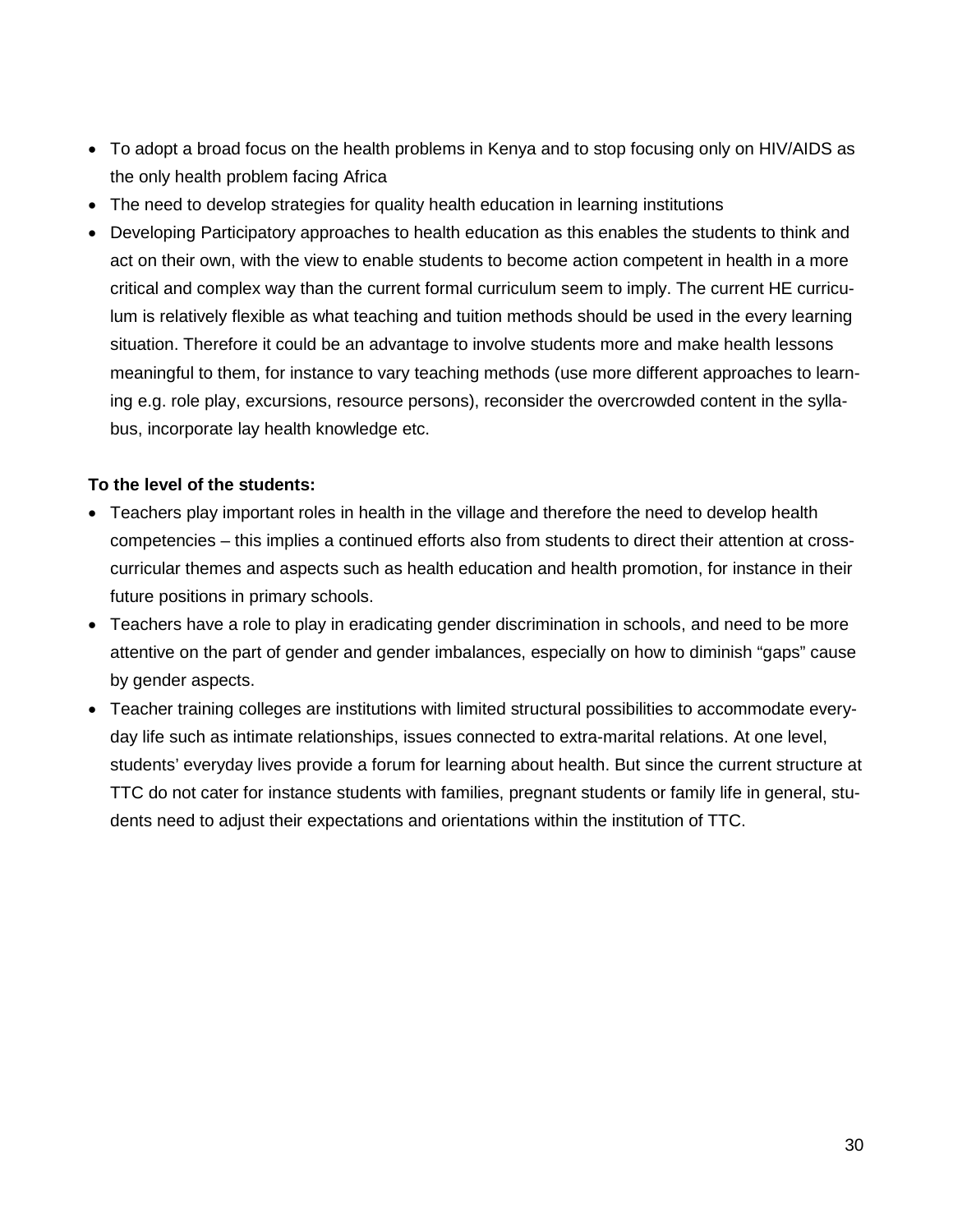- To adopt a broad focus on the health problems in Kenya and to stop focusing only on HIV/AIDS as the only health problem facing Africa
- The need to develop strategies for quality health education in learning institutions
- Developing Participatory approaches to health education as this enables the students to think and act on their own, with the view to enable students to become action competent in health in a more critical and complex way than the current formal curriculum seem to imply. The current HE curriculum is relatively flexible as what teaching and tuition methods should be used in the every learning situation. Therefore it could be an advantage to involve students more and make health lessons meaningful to them, for instance to vary teaching methods (use more different approaches to learning e.g. role play, excursions, resource persons), reconsider the overcrowded content in the syllabus, incorporate lay health knowledge etc.

**To the level of the students:**

- Teachers play important roles in health in the village and therefore the need to develop health competencies – this implies a continued efforts also from students to direct their attention at cross-curricular themes and aspects such as health education and health promotion, for instance in their future positions in primary schools.
- Teachers have a role to play in eradicating gender discrimination in schools, and need to be more attentive on the part of gender and gender imbalances, especially on how to diminish "gaps" cause by gender aspects.
- Teacher training colleges are institutions with limited structural possibilities to accommodate everyday life such as intimate relationships, issues connected to extra-marital relations. At one level, students' everyday lives provide a forum for learning about health. But since the current structure at TTC do not cater for instance students with families, pregnant students or family life in general, students need to adjust their expectations and orientations within the institution of TTC.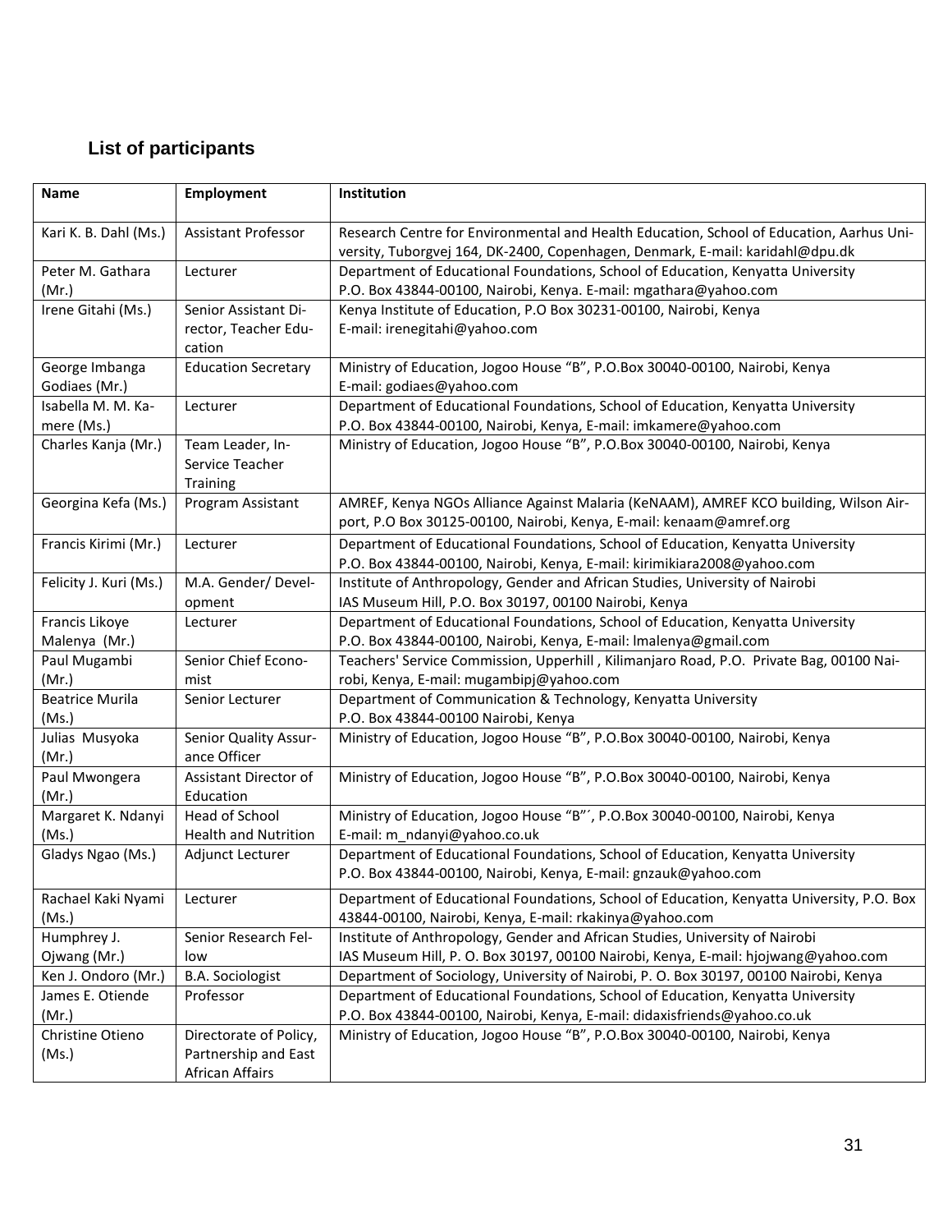### List of participants

| Name | Employment | Institution |
|---|---|---|
| Kari K. B. Dahl (Ms.) | Assistant Professor | Research Centre for Environmental and Health Education, School of Education, Aarhus University, Tuborgvej 164, DK-2400, Copenhagen, Denmark, E-mail: karidahl@dpu.dk |
| Peter M. Gathara (Mr.) | Lecturer | Department of Educational Foundations, School of Education, Kenyatta University P.O. Box 43844-00100, Nairobi, Kenya. E-mail: mgathara@yahoo.com |
| Irene Gitahi (Ms.) | Senior Assistant Director, Teacher Education | Kenya Institute of Education, P.O Box 30231-00100, Nairobi, Kenya E-mail: irenegitahi@yahoo.com |
| George Imbanga Godiaes (Mr.) | Education Secretary | Ministry of Education, Jogoo House "B", P.O.Box 30040-00100, Nairobi, Kenya E-mail: godiaes@yahoo.com |
| Isabella M. M. Kamere (Ms.) | Lecturer | Department of Educational Foundations, School of Education, Kenyatta University P.O. Box 43844-00100, Nairobi, Kenya, E-mail: imkamere@yahoo.com |
| Charles Kanja (Mr.) | Team Leader, In-Service Teacher Training | Ministry of Education, Jogoo House "B", P.O.Box 30040-00100, Nairobi, Kenya |
| Georgina Kefa (Ms.) | Program Assistant | AMREF, Kenya NGOs Alliance Against Malaria (KeNAAM), AMREF KCO building, Wilson Airport, P.O Box 30125-00100, Nairobi, Kenya, E-mail: kenaam@amref.org |
| Francis Kirimi (Mr.) | Lecturer | Department of Educational Foundations, School of Education, Kenyatta University P.O. Box 43844-00100, Nairobi, Kenya, E-mail: kirimikiara2008@yahoo.com |
| Felicity J. Kuri (Ms.) | M.A. Gender/ Development | Institute of Anthropology, Gender and African Studies, University of Nairobi IAS Museum Hill, P.O. Box 30197, 00100 Nairobi, Kenya |
| Francis Likoye Malenya (Mr.) | Lecturer | Department of Educational Foundations, School of Education, Kenyatta University P.O. Box 43844-00100, Nairobi, Kenya, E-mail: lmalenya@gmail.com |
| Paul Mugambi (Mr.) | Senior Chief Economist | Teachers' Service Commission, Upperhill , Kilimanjaro Road, P.O. Private Bag, 00100 Nairobi, Kenya, E-mail: mugambipj@yahoo.com |
| Beatrice Murila (Ms.) | Senior Lecturer | Department of Communication & Technology, Kenyatta University P.O. Box 43844-00100 Nairobi, Kenya |
| Julias Musyoka (Mr.) | Senior Quality Assurance Officer | Ministry of Education, Jogoo House "B", P.O.Box 30040-00100, Nairobi, Kenya |
| Paul Mwongera (Mr.) | Assistant Director of Education | Ministry of Education, Jogoo House "B", P.O.Box 30040-00100, Nairobi, Kenya |
| Margaret K. Ndanyi (Ms.) | Head of School Health and Nutrition | Ministry of Education, Jogoo House "B"´, P.O.Box 30040-00100, Nairobi, Kenya E-mail: m_ndanyi@yahoo.co.uk |
| Gladys Ngao (Ms.) | Adjunct Lecturer | Department of Educational Foundations, School of Education, Kenyatta University P.O. Box 43844-00100, Nairobi, Kenya, E-mail: gnzauk@yahoo.com |
| Rachael Kaki Nyami (Ms.) | Lecturer | Department of Educational Foundations, School of Education, Kenyatta University, P.O. Box 43844-00100, Nairobi, Kenya, E-mail: rkakinya@yahoo.com |
| Humphrey J. Ojwang (Mr.) | Senior Research Fellow | Institute of Anthropology, Gender and African Studies, University of Nairobi IAS Museum Hill, P. O. Box 30197, 00100 Nairobi, Kenya, E-mail: hjojwang@yahoo.com |
| Ken J. Ondoro (Mr.) | B.A. Sociologist | Department of Sociology, University of Nairobi, P. O. Box 30197, 00100 Nairobi, Kenya |
| James E. Otiende (Mr.) | Professor | Department of Educational Foundations, School of Education, Kenyatta University P.O. Box 43844-00100, Nairobi, Kenya, E-mail: didaxisfriends@yahoo.co.uk |
| Christine Otieno (Ms.) | Directorate of Policy, Partnership and East African Affairs | Ministry of Education, Jogoo House "B", P.O.Box 30040-00100, Nairobi, Kenya |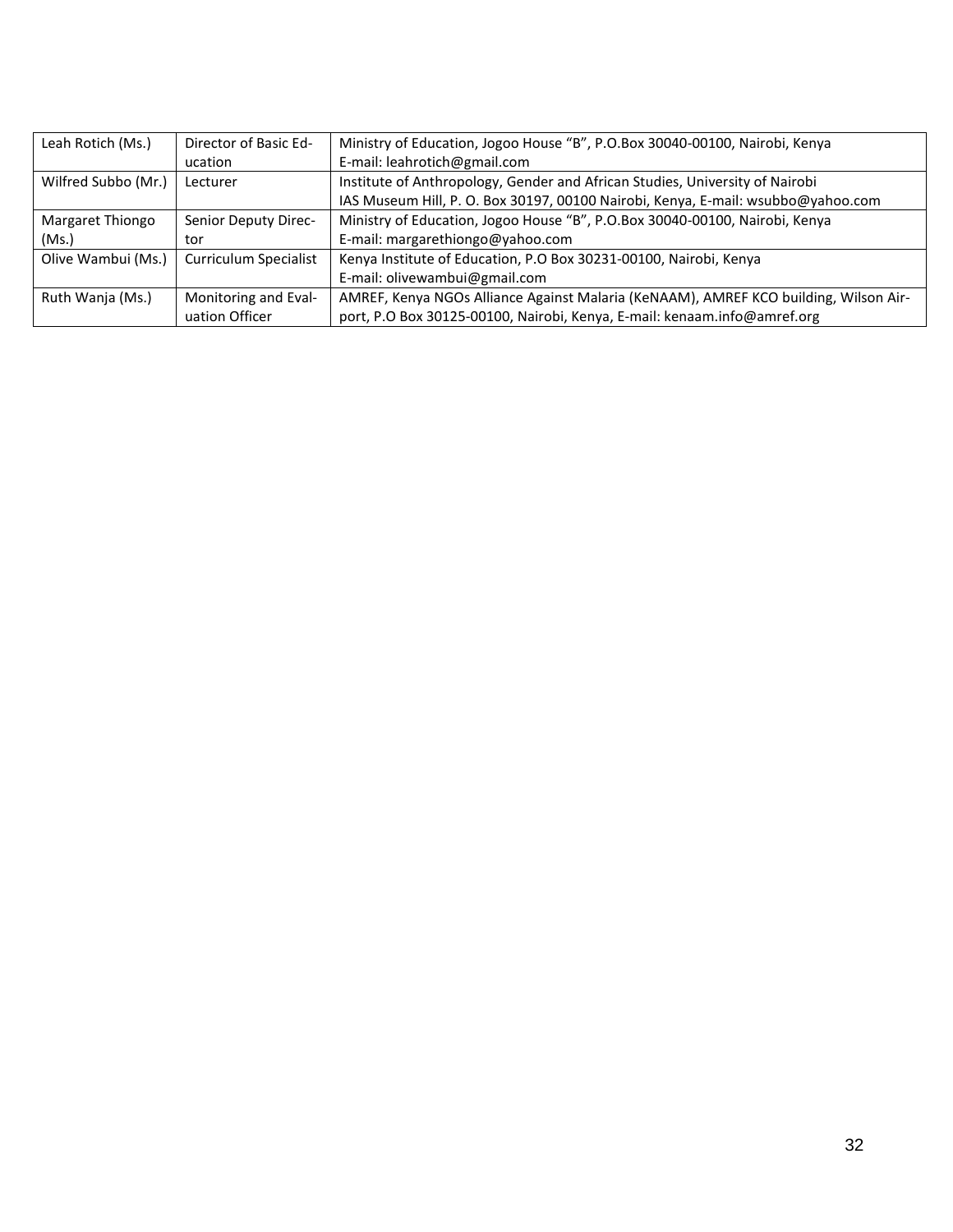| | | |
|---|---|---|
| Leah Rotich (Ms.) | Director of Basic Education | Ministry of Education, Jogoo House "B", P.O.Box 30040-00100, Nairobi, Kenya<br>E-mail: leahrotich@gmail.com |
| Wilfred Subbo (Mr.) | Lecturer | Institute of Anthropology, Gender and African Studies, University of Nairobi<br>IAS Museum Hill, P. O. Box 30197, 00100 Nairobi, Kenya, E-mail: wsubbo@yahoo.com |
| Margaret Thiongo (Ms.) | Senior Deputy Director | Ministry of Education, Jogoo House "B", P.O.Box 30040-00100, Nairobi, Kenya<br>E-mail: margarethiongo@yahoo.com |
| Olive Wambui (Ms.) | Curriculum Specialist | Kenya Institute of Education, P.O Box 30231-00100, Nairobi, Kenya<br>E-mail: olivewambui@gmail.com |
| Ruth Wanja (Ms.) | Monitoring and Evaluation Officer | AMREF, Kenya NGOs Alliance Against Malaria (KeNAAM), AMREF KCO building, Wilson Airport, P.O Box 30125-00100, Nairobi, Kenya, E-mail: kenaam.info@amref.org |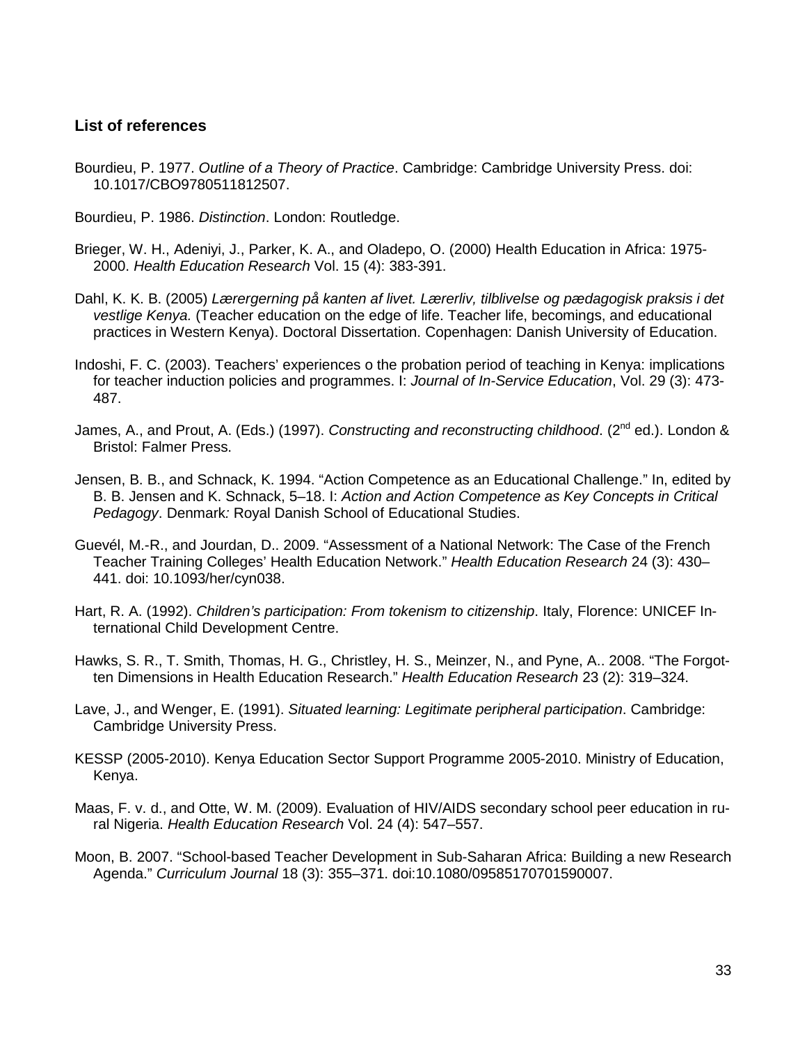## List of references

Bourdieu, P. 1977. *Outline of a Theory of Practice*. Cambridge: Cambridge University Press. doi: 10.1017/CBO9780511812507.

Bourdieu, P. 1986. *Distinction*. London: Routledge.

Brieger, W. H., Adeniyi, J., Parker, K. A., and Oladepo, O. (2000) Health Education in Africa: 1975-2000. *Health Education Research* Vol. 15 (4): 383-391.

Dahl, K. K. B. (2005) *Lærergerning på kanten af livet. Lærerliv, tilblivelse og pædagogisk praksis i det vestlige Kenya.* (Teacher education on the edge of life. Teacher life, becomings, and educational practices in Western Kenya). Doctoral Dissertation. Copenhagen: Danish University of Education.

Indoshi, F. C. (2003). Teachers' experiences o the probation period of teaching in Kenya: implications for teacher induction policies and programmes. I: *Journal of In-Service Education*, Vol. 29 (3): 473-487.

James, A., and Prout, A. (Eds.) (1997). *Constructing and reconstructing childhood*. (2nd ed.). London & Bristol: Falmer Press.

Jensen, B. B., and Schnack, K. 1994. "Action Competence as an Educational Challenge." In, edited by B. B. Jensen and K. Schnack, 5–18. I: *Action and Action Competence as Key Concepts in Critical Pedagogy*. Denmark*:* Royal Danish School of Educational Studies.

Guevél, M.-R., and Jourdan, D.. 2009. "Assessment of a National Network: The Case of the French Teacher Training Colleges' Health Education Network." *Health Education Research* 24 (3): 430–441. doi: 10.1093/her/cyn038.

Hart, R. A. (1992). *Children's participation: From tokenism to citizenship*. Italy, Florence: UNICEF International Child Development Centre.

Hawks, S. R., T. Smith, Thomas, H. G., Christley, H. S., Meinzer, N., and Pyne, A.. 2008. "The Forgotten Dimensions in Health Education Research." *Health Education Research* 23 (2): 319–324.

Lave, J., and Wenger, E. (1991). *Situated learning: Legitimate peripheral participation*. Cambridge: Cambridge University Press.

KESSP (2005-2010). Kenya Education Sector Support Programme 2005-2010. Ministry of Education, Kenya.

Maas, F. v. d., and Otte, W. M. (2009). Evaluation of HIV/AIDS secondary school peer education in rural Nigeria. *Health Education Research* Vol. 24 (4): 547–557.

Moon, B. 2007. "School-based Teacher Development in Sub-Saharan Africa: Building a new Research Agenda." *Curriculum Journal* 18 (3): 355–371. doi:10.1080/09585170701590007.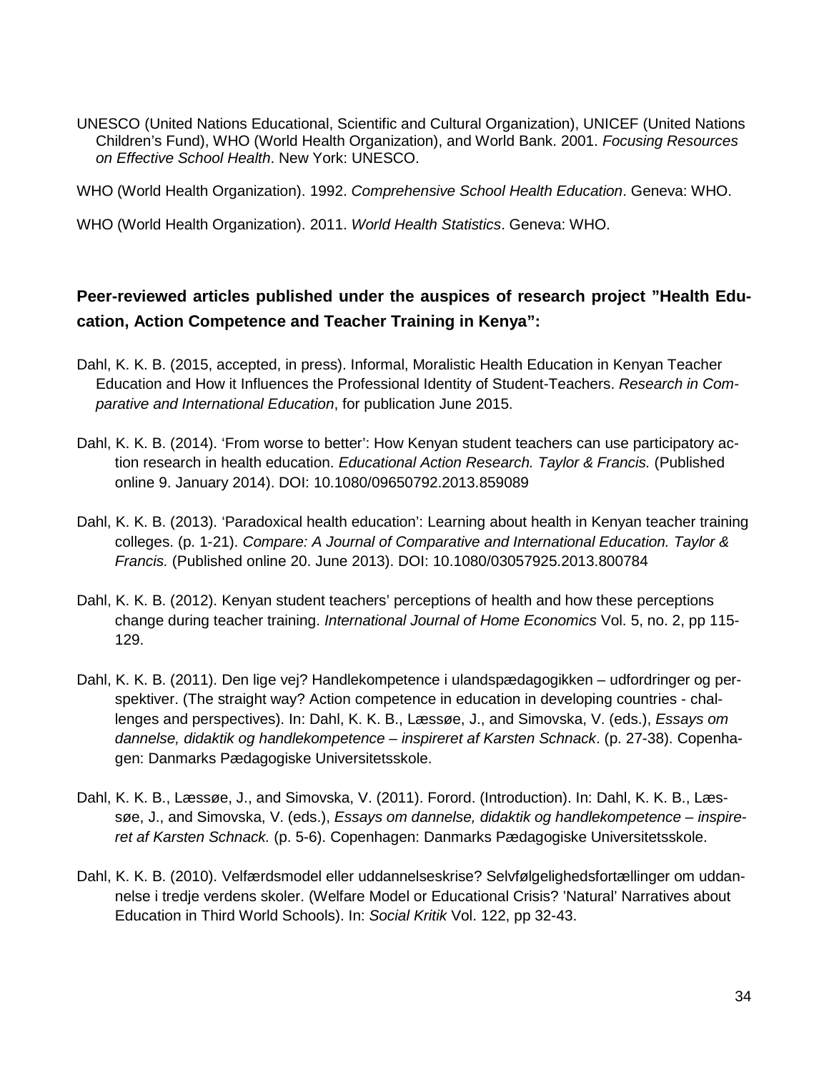UNESCO (United Nations Educational, Scientific and Cultural Organization), UNICEF (United Nations Children's Fund), WHO (World Health Organization), and World Bank. 2001. *Focusing Resources on Effective School Health*. New York: UNESCO.

WHO (World Health Organization). 1992. *Comprehensive School Health Education*. Geneva: WHO.

WHO (World Health Organization). 2011. *World Health Statistics*. Geneva: WHO.

### Peer-reviewed articles published under the auspices of research project "Health Education, Action Competence and Teacher Training in Kenya":

Dahl, K. K. B. (2015, accepted, in press). Informal, Moralistic Health Education in Kenyan Teacher Education and How it Influences the Professional Identity of Student-Teachers. *Research in Comparative and International Education*, for publication June 2015.

Dahl, K. K. B. (2014). 'From worse to better': How Kenyan student teachers can use participatory action research in health education. *Educational Action Research. Taylor & Francis.* (Published online 9. January 2014). DOI: 10.1080/09650792.2013.859089

Dahl, K. K. B. (2013). 'Paradoxical health education': Learning about health in Kenyan teacher training colleges. (p. 1-21). *Compare: A Journal of Comparative and International Education. Taylor & Francis.* (Published online 20. June 2013). DOI: 10.1080/03057925.2013.800784

Dahl, K. K. B. (2012). Kenyan student teachers' perceptions of health and how these perceptions change during teacher training. *International Journal of Home Economics* Vol. 5, no. 2, pp 115-129.

Dahl, K. K. B. (2011). Den lige vej? Handlekompetence i ulandspædagogikken – udfordringer og perspektiver. (The straight way? Action competence in education in developing countries - challenges and perspectives). In: Dahl, K. K. B., Læssøe, J., and Simovska, V. (eds.), *Essays om dannelse, didaktik og handlekompetence – inspireret af Karsten Schnack*. (p. 27-38). Copenhagen: Danmarks Pædagogiske Universitetsskole.

Dahl, K. K. B., Læssøe, J., and Simovska, V. (2011). Forord. (Introduction). In: Dahl, K. K. B., Læssøe, J., and Simovska, V. (eds.), *Essays om dannelse, didaktik og handlekompetence – inspireret af Karsten Schnack.* (p. 5-6). Copenhagen: Danmarks Pædagogiske Universitetsskole.

Dahl, K. K. B. (2010). Velfærdsmodel eller uddannelseskrise? Selvfølgelighedsfortællinger om uddannelse i tredje verdens skoler. (Welfare Model or Educational Crisis? 'Natural' Narratives about Education in Third World Schools). In: *Social Kritik* Vol. 122, pp 32-43.